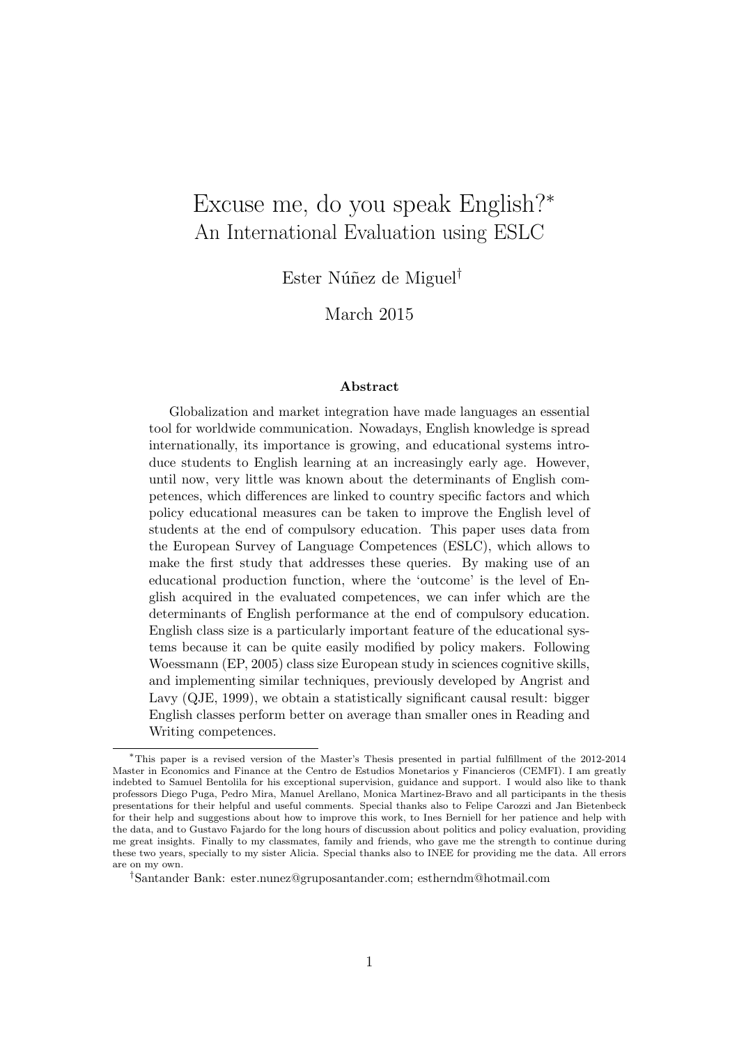# Excuse me, do you speak English?[*]

## An International Evaluation using ESLC

Ester Núñez de Miguel[†]

March 2015

### Abstract

Globalization and market integration have made languages an essential tool for worldwide communication. Nowadays, English knowledge is spread internationally, its importance is growing, and educational systems introduce students to English learning at an increasingly early age. However, until now, very little was known about the determinants of English competences, which differences are linked to country specific factors and which policy educational measures can be taken to improve the English level of students at the end of compulsory education. This paper uses data from the European Survey of Language Competences (ESLC), which allows to make the first study that addresses these queries. By making use of an educational production function, where the 'outcome' is the level of English acquired in the evaluated competences, we can infer which are the determinants of English performance at the end of compulsory education. English class size is a particularly important feature of the educational systems because it can be quite easily modified by policy makers. Following Woessmann (EP, 2005) class size European study in sciences cognitive skills, and implementing similar techniques, previously developed by Angrist and Lavy (QJE, 1999), we obtain a statistically significant causal result: bigger English classes perform better on average than smaller ones in Reading and Writing competences.

---

[*] This paper is a revised version of the Master's Thesis presented in partial fulfillment of the 2012-2014 Master in Economics and Finance at the Centro de Estudios Monetarios y Financieros (CEMFI). I am greatly indebted to Samuel Bentolila for his exceptional supervision, guidance and support. I would also like to thank professors Diego Puga, Pedro Mira, Manuel Arellano, Monica Martinez-Bravo and all participants in the thesis presentations for their helpful and useful comments. Special thanks also to Felipe Carozzi and Jan Bietenbeck for their help and suggestions about how to improve this work, to Ines Berniell for her patience and help with the data, and to Gustavo Fajardo for the long hours of discussion about politics and policy evaluation, providing me great insights. Finally to my classmates, family and friends, who gave me the strength to continue during these two years, specially to my sister Alicia. Special thanks also to INEE for providing me the data. All errors are on my own.

[†] Santander Bank: ester.nunez@gruposantander.com; estherndm@hotmail.com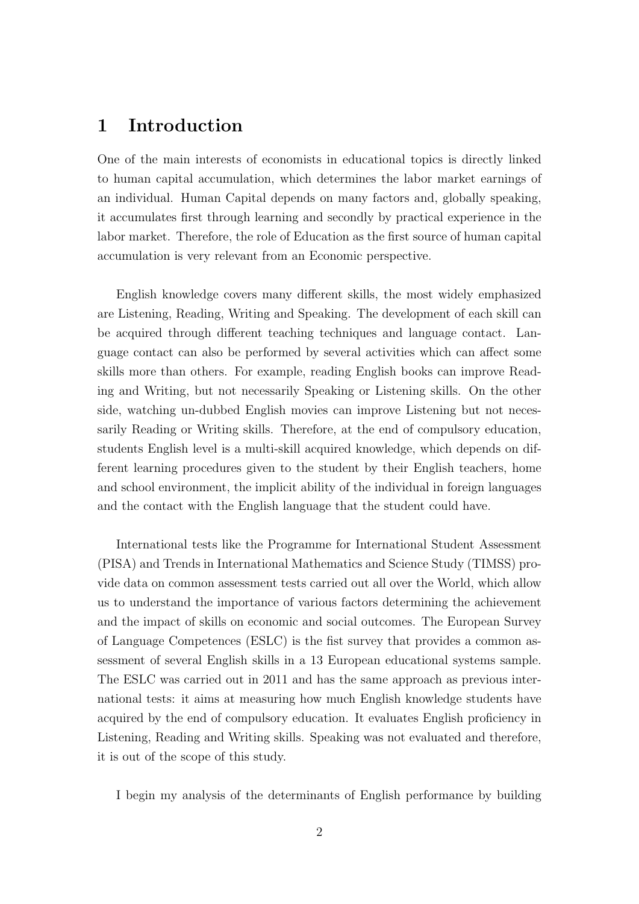# 1 Introduction

One of the main interests of economists in educational topics is directly linked to human capital accumulation, which determines the labor market earnings of an individual. Human Capital depends on many factors and, globally speaking, it accumulates first through learning and secondly by practical experience in the labor market. Therefore, the role of Education as the first source of human capital accumulation is very relevant from an Economic perspective.

English knowledge covers many different skills, the most widely emphasized are Listening, Reading, Writing and Speaking. The development of each skill can be acquired through different teaching techniques and language contact. Language contact can also be performed by several activities which can affect some skills more than others. For example, reading English books can improve Reading and Writing, but not necessarily Speaking or Listening skills. On the other side, watching un-dubbed English movies can improve Listening but not necessarily Reading or Writing skills. Therefore, at the end of compulsory education, students English level is a multi-skill acquired knowledge, which depends on different learning procedures given to the student by their English teachers, home and school environment, the implicit ability of the individual in foreign languages and the contact with the English language that the student could have.

International tests like the Programme for International Student Assessment (PISA) and Trends in International Mathematics and Science Study (TIMSS) provide data on common assessment tests carried out all over the World, which allow us to understand the importance of various factors determining the achievement and the impact of skills on economic and social outcomes. The European Survey of Language Competences (ESLC) is the fist survey that provides a common assessment of several English skills in a 13 European educational systems sample. The ESLC was carried out in 2011 and has the same approach as previous international tests: it aims at measuring how much English knowledge students have acquired by the end of compulsory education. It evaluates English proficiency in Listening, Reading and Writing skills. Speaking was not evaluated and therefore, it is out of the scope of this study.

I begin my analysis of the determinants of English performance by building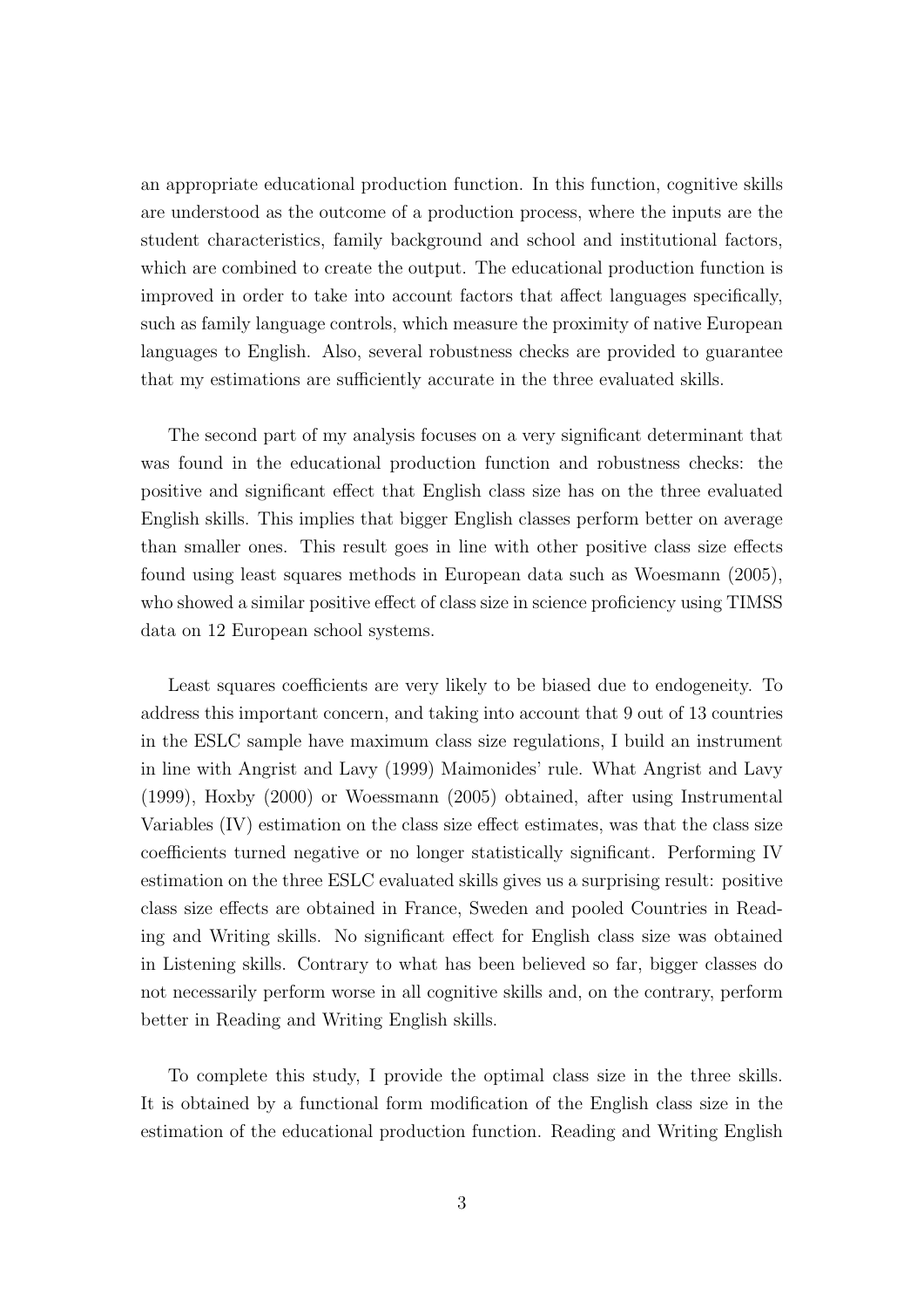an appropriate educational production function. In this function, cognitive skills are understood as the outcome of a production process, where the inputs are the student characteristics, family background and school and institutional factors, which are combined to create the output. The educational production function is improved in order to take into account factors that affect languages specifically, such as family language controls, which measure the proximity of native European languages to English. Also, several robustness checks are provided to guarantee that my estimations are sufficiently accurate in the three evaluated skills.

The second part of my analysis focuses on a very significant determinant that was found in the educational production function and robustness checks: the positive and significant effect that English class size has on the three evaluated English skills. This implies that bigger English classes perform better on average than smaller ones. This result goes in line with other positive class size effects found using least squares methods in European data such as Woesmann (2005), who showed a similar positive effect of class size in science proficiency using TIMSS data on 12 European school systems.

Least squares coefficients are very likely to be biased due to endogeneity. To address this important concern, and taking into account that 9 out of 13 countries in the ESLC sample have maximum class size regulations, I build an instrument in line with Angrist and Lavy (1999) Maimonides' rule. What Angrist and Lavy (1999), Hoxby (2000) or Woessmann (2005) obtained, after using Instrumental Variables (IV) estimation on the class size effect estimates, was that the class size coefficients turned negative or no longer statistically significant. Performing IV estimation on the three ESLC evaluated skills gives us a surprising result: positive class size effects are obtained in France, Sweden and pooled Countries in Reading and Writing skills. No significant effect for English class size was obtained in Listening skills. Contrary to what has been believed so far, bigger classes do not necessarily perform worse in all cognitive skills and, on the contrary, perform better in Reading and Writing English skills.

To complete this study, I provide the optimal class size in the three skills. It is obtained by a functional form modification of the English class size in the estimation of the educational production function. Reading and Writing English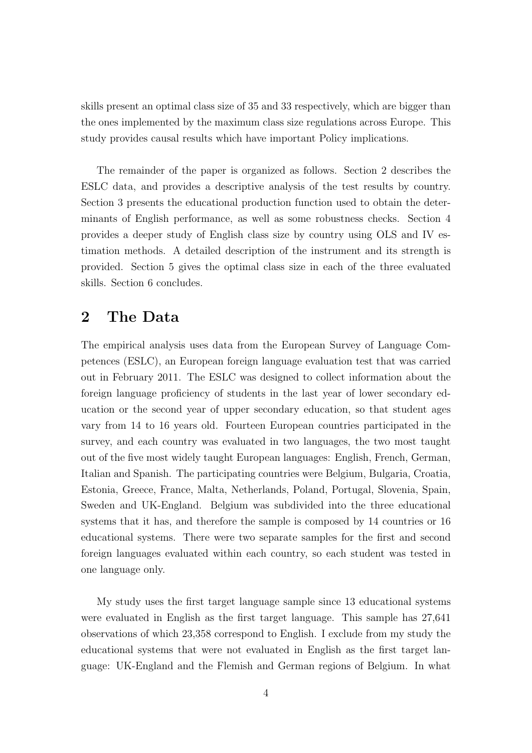skills present an optimal class size of 35 and 33 respectively, which are bigger than the ones implemented by the maximum class size regulations across Europe. This study provides causal results which have important Policy implications.

The remainder of the paper is organized as follows. Section 2 describes the ESLC data, and provides a descriptive analysis of the test results by country. Section 3 presents the educational production function used to obtain the determinants of English performance, as well as some robustness checks. Section 4 provides a deeper study of English class size by country using OLS and IV estimation methods. A detailed description of the instrument and its strength is provided. Section 5 gives the optimal class size in each of the three evaluated skills. Section 6 concludes.

## 2 The Data

The empirical analysis uses data from the European Survey of Language Competences (ESLC), an European foreign language evaluation test that was carried out in February 2011. The ESLC was designed to collect information about the foreign language proficiency of students in the last year of lower secondary education or the second year of upper secondary education, so that student ages vary from 14 to 16 years old. Fourteen European countries participated in the survey, and each country was evaluated in two languages, the two most taught out of the five most widely taught European languages: English, French, German, Italian and Spanish. The participating countries were Belgium, Bulgaria, Croatia, Estonia, Greece, France, Malta, Netherlands, Poland, Portugal, Slovenia, Spain, Sweden and UK-England. Belgium was subdivided into the three educational systems that it has, and therefore the sample is composed by 14 countries or 16 educational systems. There were two separate samples for the first and second foreign languages evaluated within each country, so each student was tested in one language only.

My study uses the first target language sample since 13 educational systems were evaluated in English as the first target language. This sample has 27,641 observations of which 23,358 correspond to English. I exclude from my study the educational systems that were not evaluated in English as the first target language: UK-England and the Flemish and German regions of Belgium. In what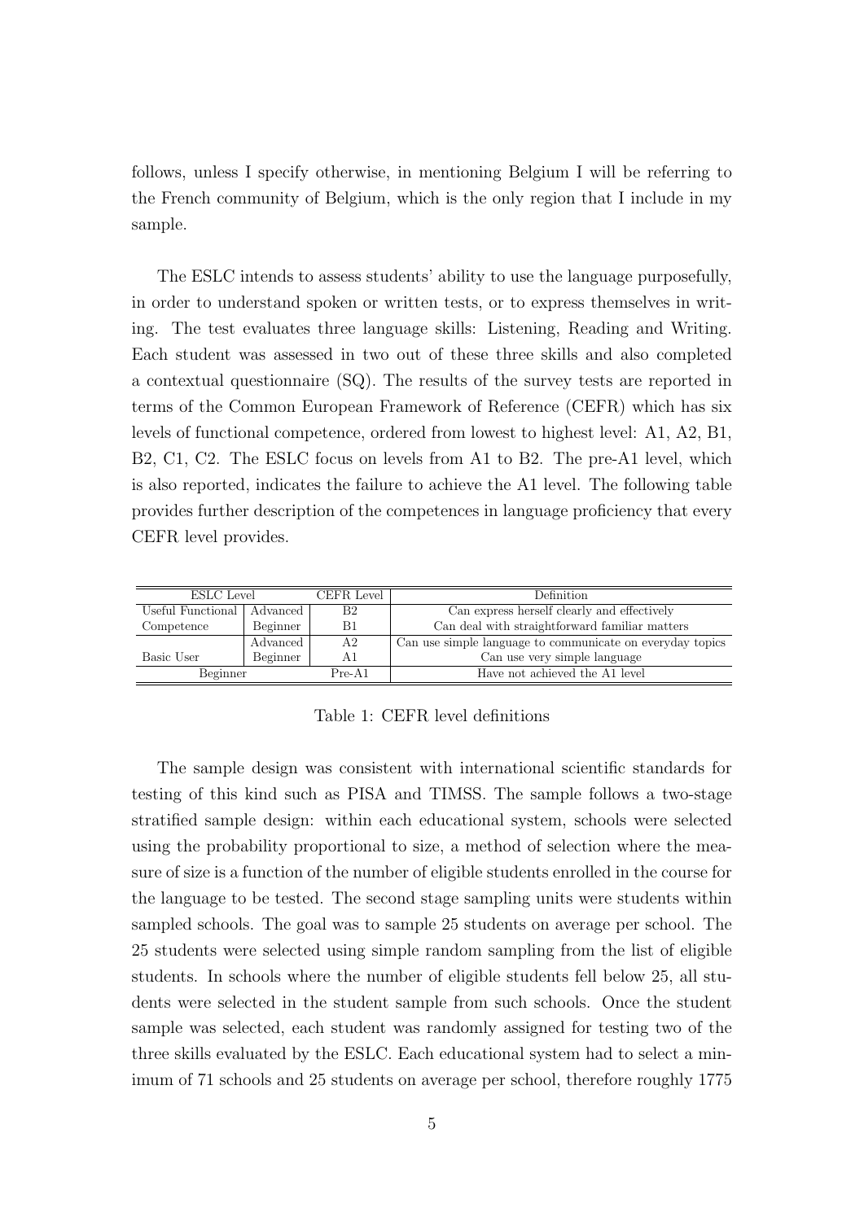follows, unless I specify otherwise, in mentioning Belgium I will be referring to the French community of Belgium, which is the only region that I include in my sample.

The ESLC intends to assess students' ability to use the language purposefully, in order to understand spoken or written tests, or to express themselves in writing. The test evaluates three language skills: Listening, Reading and Writing. Each student was assessed in two out of these three skills and also completed a contextual questionnaire (SQ). The results of the survey tests are reported in terms of the Common European Framework of Reference (CEFR) which has six levels of functional competence, ordered from lowest to highest level: A1, A2, B1, B2, C1, C2. The ESLC focus on levels from A1 to B2. The pre-A1 level, which is also reported, indicates the failure to achieve the A1 level. The following table provides further description of the competences in language proficiency that every CEFR level provides.

| ESLC Level | | CEFR Level | Definition |
|---|---|---|---|
| Useful Functional | Advanced | B2 | Can express herself clearly and effectively |
| Competence | Beginner | B1 | Can deal with straightforward familiar matters |
| | Advanced | A2 | Can use simple language to communicate on everyday topics |
| Basic User | Beginner | A1 | Can use very simple language |
| Beginner | | Pre-A1 | Have not achieved the A1 level |

Table 1: CEFR level definitions

The sample design was consistent with international scientific standards for testing of this kind such as PISA and TIMSS. The sample follows a two-stage stratified sample design: within each educational system, schools were selected using the probability proportional to size, a method of selection where the measure of size is a function of the number of eligible students enrolled in the course for the language to be tested. The second stage sampling units were students within sampled schools. The goal was to sample 25 students on average per school. The 25 students were selected using simple random sampling from the list of eligible students. In schools where the number of eligible students fell below 25, all students were selected in the student sample from such schools. Once the student sample was selected, each student was randomly assigned for testing two of the three skills evaluated by the ESLC. Each educational system had to select a minimum of 71 schools and 25 students on average per school, therefore roughly 1775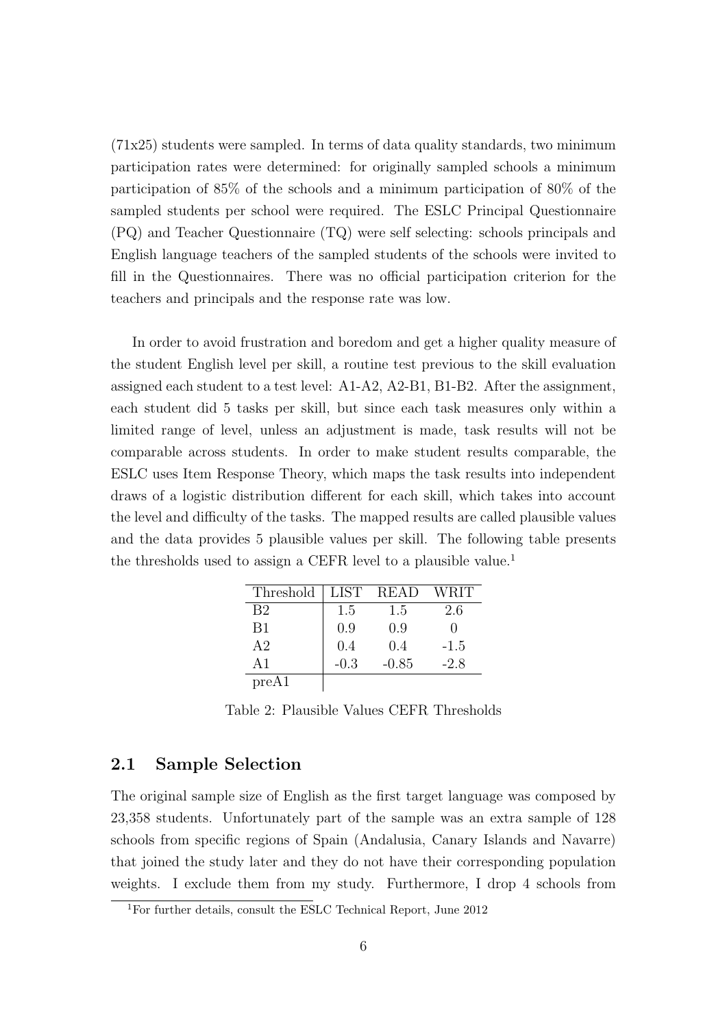(71x25) students were sampled. In terms of data quality standards, two minimum participation rates were determined: for originally sampled schools a minimum participation of 85% of the schools and a minimum participation of 80% of the sampled students per school were required. The ESLC Principal Questionnaire (PQ) and Teacher Questionnaire (TQ) were self selecting: schools principals and English language teachers of the sampled students of the schools were invited to fill in the Questionnaires. There was no official participation criterion for the teachers and principals and the response rate was low.

In order to avoid frustration and boredom and get a higher quality measure of the student English level per skill, a routine test previous to the skill evaluation assigned each student to a test level: A1-A2, A2-B1, B1-B2. After the assignment, each student did 5 tasks per skill, but since each task measures only within a limited range of level, unless an adjustment is made, task results will not be comparable across students. In order to make student results comparable, the ESLC uses Item Response Theory, which maps the task results into independent draws of a logistic distribution different for each skill, which takes into account the level and difficulty of the tasks. The mapped results are called plausible values and the data provides 5 plausible values per skill. The following table presents the thresholds used to assign a CEFR level to a plausible value.[1]

| Threshold | LIST | READ | WRIT |
|---|---|---|---|
| B2 | 1.5 | 1.5 | 2.6 |
| B1 | 0.9 | 0.9 | 0 |
| A2 | 0.4 | 0.4 | -1.5 |
| A1 | -0.3 | -0.85 | -2.8 |
| preA1 | | | |

Table 2: Plausible Values CEFR Thresholds

## 2.1 Sample Selection

The original sample size of English as the first target language was composed by 23,358 students. Unfortunately part of the sample was an extra sample of 128 schools from specific regions of Spain (Andalusia, Canary Islands and Navarre) that joined the study later and they do not have their corresponding population weights. I exclude them from my study. Furthermore, I drop 4 schools from

[1] For further details, consult the ESLC Technical Report, June 2012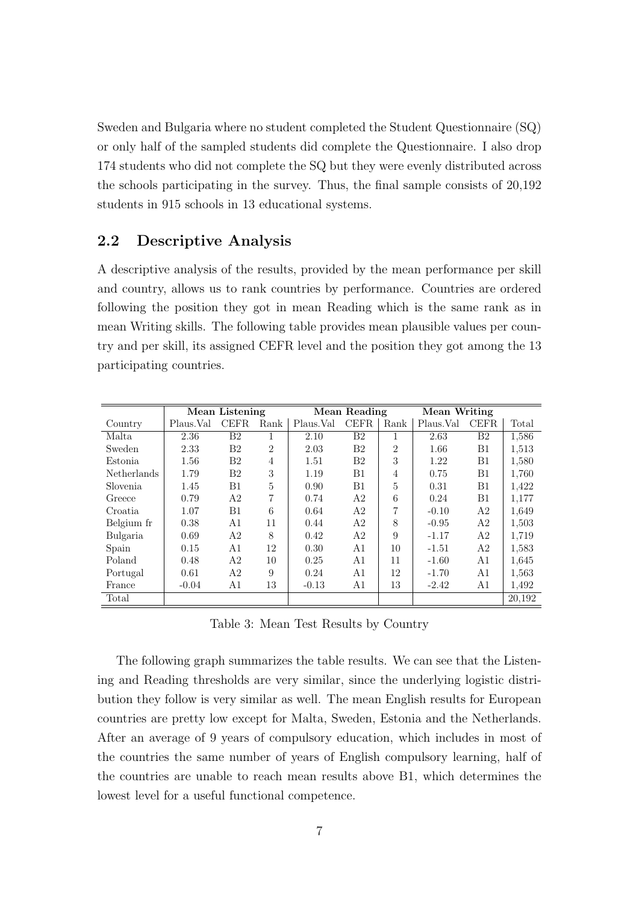Sweden and Bulgaria where no student completed the Student Questionnaire (SQ) or only half of the sampled students did complete the Questionnaire. I also drop 174 students who did not complete the SQ but they were evenly distributed across the schools participating in the survey. Thus, the final sample consists of 20,192 students in 915 schools in 13 educational systems.

## 2.2 Descriptive Analysis

A descriptive analysis of the results, provided by the mean performance per skill and country, allows us to rank countries by performance. Countries are ordered following the position they got in mean Reading which is the same rank as in mean Writing skills. The following table provides mean plausible values per country and per skill, its assigned CEFR level and the position they got among the 13 participating countries.

| | **Mean Listening** | | | **Mean Reading** | | | **Mean Writing** | | |
|---|---|---|---|---|---|---|---|---|---|
| Country | Plaus.Val | CEFR | Rank | Plaus.Val | CEFR | Rank | Plaus.Val | CEFR | Total |
| Malta | 2.36 | B2 | 1 | 2.10 | B2 | 1 | 2.63 | B2 | 1,586 |
| Sweden | 2.33 | B2 | 2 | 2.03 | B2 | 2 | 1.66 | B1 | 1,513 |
| Estonia | 1.56 | B2 | 4 | 1.51 | B2 | 3 | 1.22 | B1 | 1,580 |
| Netherlands | 1.79 | B2 | 3 | 1.19 | B1 | 4 | 0.75 | B1 | 1,760 |
| Slovenia | 1.45 | B1 | 5 | 0.90 | B1 | 5 | 0.31 | B1 | 1,422 |
| Greece | 0.79 | A2 | 7 | 0.74 | A2 | 6 | 0.24 | B1 | 1,177 |
| Croatia | 1.07 | B1 | 6 | 0.64 | A2 | 7 | -0.10 | A2 | 1,649 |
| Belgium fr | 0.38 | A1 | 11 | 0.44 | A2 | 8 | -0.95 | A2 | 1,503 |
| Bulgaria | 0.69 | A2 | 8 | 0.42 | A2 | 9 | -1.17 | A2 | 1,719 |
| Spain | 0.15 | A1 | 12 | 0.30 | A1 | 10 | -1.51 | A2 | 1,583 |
| Poland | 0.48 | A2 | 10 | 0.25 | A1 | 11 | -1.60 | A1 | 1,645 |
| Portugal | 0.61 | A2 | 9 | 0.24 | A1 | 12 | -1.70 | A1 | 1,563 |
| France | -0.04 | A1 | 13 | -0.13 | A1 | 13 | -2.42 | A1 | 1,492 |
| Total | | | | | | | | | 20,192 |

Table 3: Mean Test Results by Country

The following graph summarizes the table results. We can see that the Listening and Reading thresholds are very similar, since the underlying logistic distribution they follow is very similar as well. The mean English results for European countries are pretty low except for Malta, Sweden, Estonia and the Netherlands. After an average of 9 years of compulsory education, which includes in most of the countries the same number of years of English compulsory learning, half of the countries are unable to reach mean results above B1, which determines the lowest level for a useful functional competence.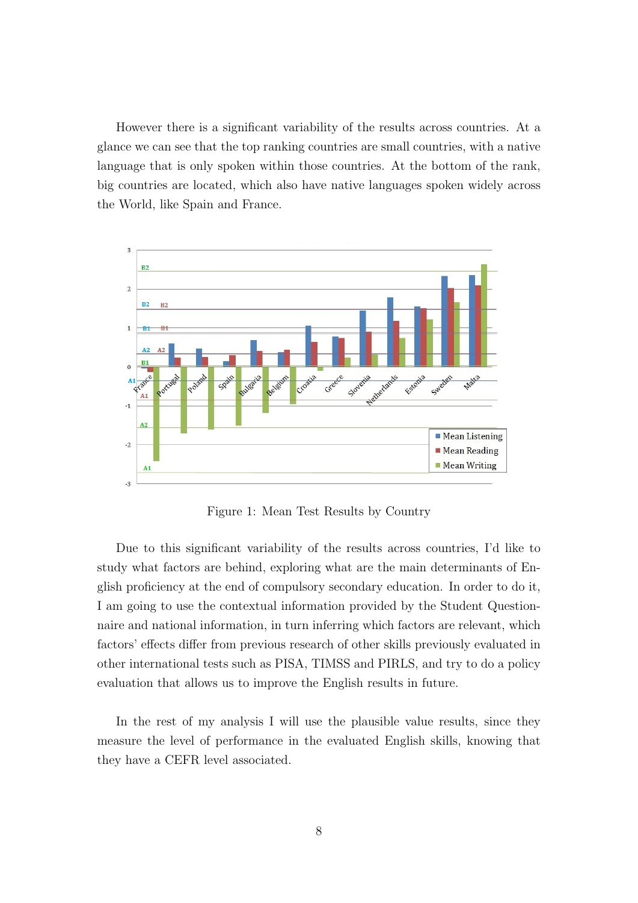However there is a significant variability of the results across countries. At a glance we can see that the top ranking countries are small countries, with a native language that is only spoken within those countries. At the bottom of the rank, big countries are located, which also have native languages spoken widely across the World, like Spain and France.

Figure 1: Mean Test Results by Country

Due to this significant variability of the results across countries, I'd like to study what factors are behind, exploring what are the main determinants of English proficiency at the end of compulsory secondary education. In order to do it, I am going to use the contextual information provided by the Student Questionnaire and national information, in turn inferring which factors are relevant, which factors' effects differ from previous research of other skills previously evaluated in other international tests such as PISA, TIMSS and PIRLS, and try to do a policy evaluation that allows us to improve the English results in future.

In the rest of my analysis I will use the plausible value results, since they measure the level of performance in the evaluated English skills, knowing that they have a CEFR level associated.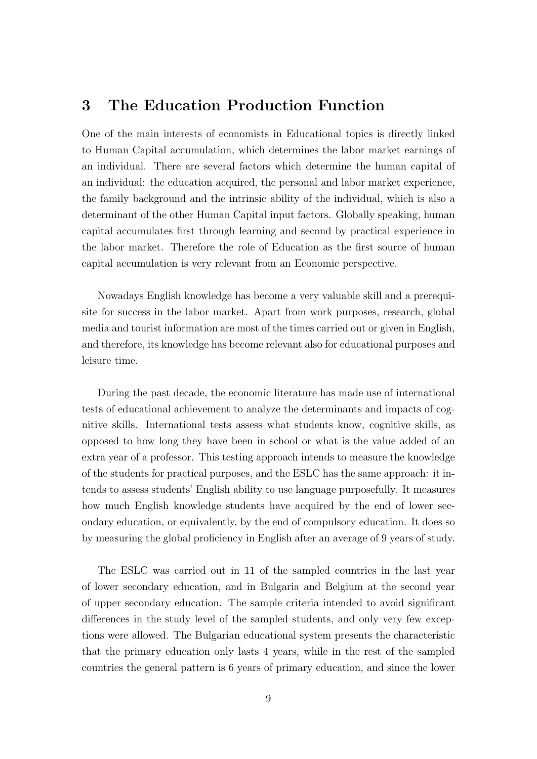## 3 The Education Production Function

One of the main interests of economists in Educational topics is directly linked to Human Capital accumulation, which determines the labor market earnings of an individual. There are several factors which determine the human capital of an individual: the education acquired, the personal and labor market experience, the family background and the intrinsic ability of the individual, which is also a determinant of the other Human Capital input factors. Globally speaking, human capital accumulates first through learning and second by practical experience in the labor market. Therefore the role of Education as the first source of human capital accumulation is very relevant from an Economic perspective.

Nowadays English knowledge has become a very valuable skill and a prerequisite for success in the labor market. Apart from work purposes, research, global media and tourist information are most of the times carried out or given in English, and therefore, its knowledge has become relevant also for educational purposes and leisure time.

During the past decade, the economic literature has made use of international tests of educational achievement to analyze the determinants and impacts of cognitive skills. International tests assess what students know, cognitive skills, as opposed to how long they have been in school or what is the value added of an extra year of a professor. This testing approach intends to measure the knowledge of the students for practical purposes, and the ESLC has the same approach: it intends to assess students' English ability to use language purposefully. It measures how much English knowledge students have acquired by the end of lower secondary education, or equivalently, by the end of compulsory education. It does so by measuring the global proficiency in English after an average of 9 years of study.

The ESLC was carried out in 11 of the sampled countries in the last year of lower secondary education, and in Bulgaria and Belgium at the second year of upper secondary education. The sample criteria intended to avoid significant differences in the study level of the sampled students, and only very few exceptions were allowed. The Bulgarian educational system presents the characteristic that the primary education only lasts 4 years, while in the rest of the sampled countries the general pattern is 6 years of primary education, and since the lower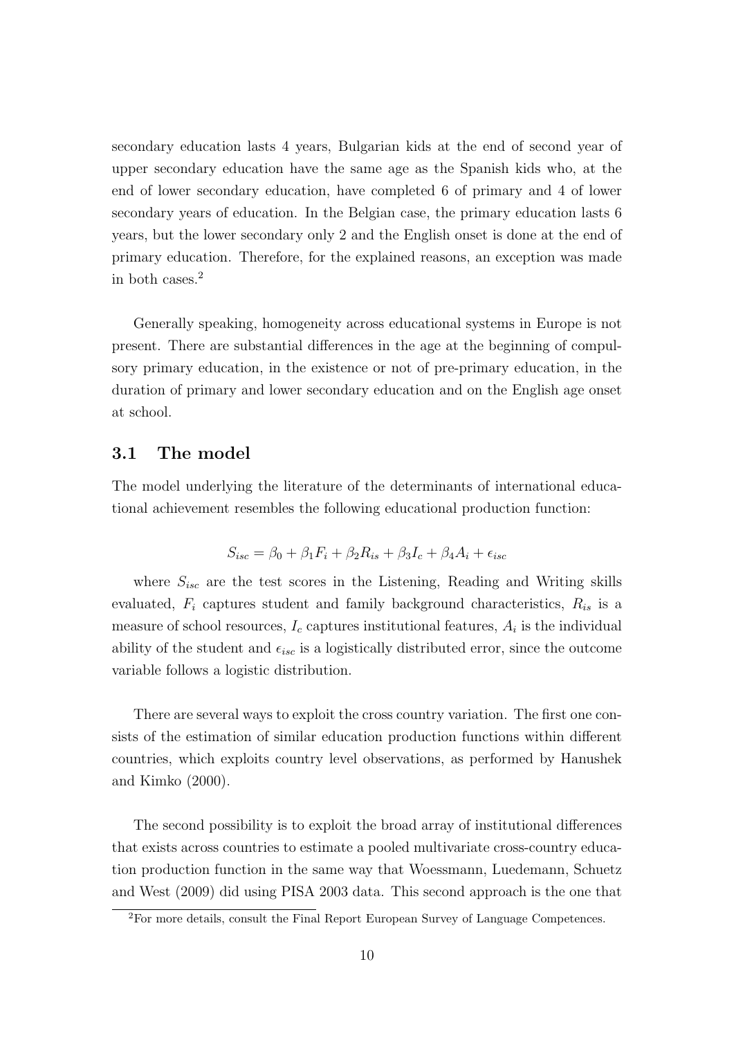secondary education lasts 4 years, Bulgarian kids at the end of second year of upper secondary education have the same age as the Spanish kids who, at the end of lower secondary education, have completed 6 of primary and 4 of lower secondary years of education. In the Belgian case, the primary education lasts 6 years, but the lower secondary only 2 and the English onset is done at the end of primary education. Therefore, for the explained reasons, an exception was made in both cases.[2]

Generally speaking, homogeneity across educational systems in Europe is not present. There are substantial differences in the age at the beginning of compulsory primary education, in the existence or not of pre-primary education, in the duration of primary and lower secondary education and on the English age onset at school.

### 3.1 The model

The model underlying the literature of the determinants of international educational achievement resembles the following educational production function:

$$S_{isc} = \beta_0 + \beta_1 F_i + \beta_2 R_{is} + \beta_3 I_c + \beta_4 A_i + \epsilon_{isc}$$

where $S_{isc}$ are the test scores in the Listening, Reading and Writing skills evaluated, $F_i$ captures student and family background characteristics, $R_{is}$ is a measure of school resources, $I_c$ captures institutional features, $A_i$ is the individual ability of the student and $\epsilon_{isc}$ is a logistically distributed error, since the outcome variable follows a logistic distribution.

There are several ways to exploit the cross country variation. The first one consists of the estimation of similar education production functions within different countries, which exploits country level observations, as performed by Hanushek and Kimko (2000).

The second possibility is to exploit the broad array of institutional differences that exists across countries to estimate a pooled multivariate cross-country education production function in the same way that Woessmann, Luedemann, Schuetz and West (2009) did using PISA 2003 data. This second approach is the one that

[2] For more details, consult the Final Report European Survey of Language Competences.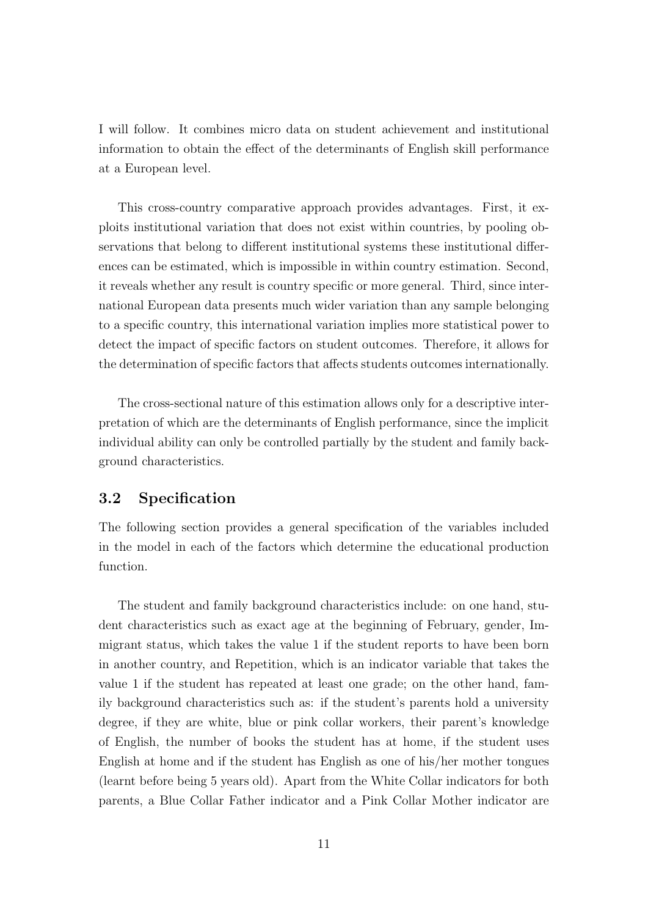I will follow. It combines micro data on student achievement and institutional information to obtain the effect of the determinants of English skill performance at a European level.

This cross-country comparative approach provides advantages. First, it exploits institutional variation that does not exist within countries, by pooling observations that belong to different institutional systems these institutional differences can be estimated, which is impossible in within country estimation. Second, it reveals whether any result is country specific or more general. Third, since international European data presents much wider variation than any sample belonging to a specific country, this international variation implies more statistical power to detect the impact of specific factors on student outcomes. Therefore, it allows for the determination of specific factors that affects students outcomes internationally.

The cross-sectional nature of this estimation allows only for a descriptive interpretation of which are the determinants of English performance, since the implicit individual ability can only be controlled partially by the student and family background characteristics.

### 3.2 Specification

The following section provides a general specification of the variables included in the model in each of the factors which determine the educational production function.

The student and family background characteristics include: on one hand, student characteristics such as exact age at the beginning of February, gender, Immigrant status, which takes the value 1 if the student reports to have been born in another country, and Repetition, which is an indicator variable that takes the value 1 if the student has repeated at least one grade; on the other hand, family background characteristics such as: if the student's parents hold a university degree, if they are white, blue or pink collar workers, their parent's knowledge of English, the number of books the student has at home, if the student uses English at home and if the student has English as one of his/her mother tongues (learnt before being 5 years old). Apart from the White Collar indicators for both parents, a Blue Collar Father indicator and a Pink Collar Mother indicator are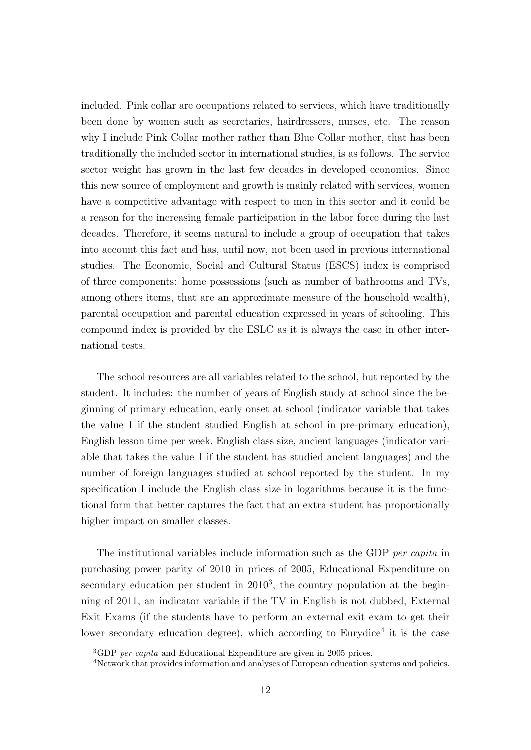included. Pink collar are occupations related to services, which have traditionally been done by women such as secretaries, hairdressers, nurses, etc. The reason why I include Pink Collar mother rather than Blue Collar mother, that has been traditionally the included sector in international studies, is as follows. The service sector weight has grown in the last few decades in developed economies. Since this new source of employment and growth is mainly related with services, women have a competitive advantage with respect to men in this sector and it could be a reason for the increasing female participation in the labor force during the last decades. Therefore, it seems natural to include a group of occupation that takes into account this fact and has, until now, not been used in previous international studies. The Economic, Social and Cultural Status (ESCS) index is comprised of three components: home possessions (such as number of bathrooms and TVs, among others items, that are an approximate measure of the household wealth), parental occupation and parental education expressed in years of schooling. This compound index is provided by the ESLC as it is always the case in other international tests.

The school resources are all variables related to the school, but reported by the student. It includes: the number of years of English study at school since the beginning of primary education, early onset at school (indicator variable that takes the value 1 if the student studied English at school in pre-primary education), English lesson time per week, English class size, ancient languages (indicator variable that takes the value 1 if the student has studied ancient languages) and the number of foreign languages studied at school reported by the student. In my specification I include the English class size in logarithms because it is the functional form that better captures the fact that an extra student has proportionally higher impact on smaller classes.

The institutional variables include information such as the GDP *per capita* in purchasing power parity of 2010 in prices of 2005, Educational Expenditure on secondary education per student in 2010[3], the country population at the beginning of 2011, an indicator variable if the TV in English is not dubbed, External Exit Exams (if the students have to perform an external exit exam to get their lower secondary education degree), which according to Eurydice[4] it is the case

[3] GDP *per capita* and Educational Expenditure are given in 2005 prices.

[4] Network that provides information and analyses of European education systems and policies.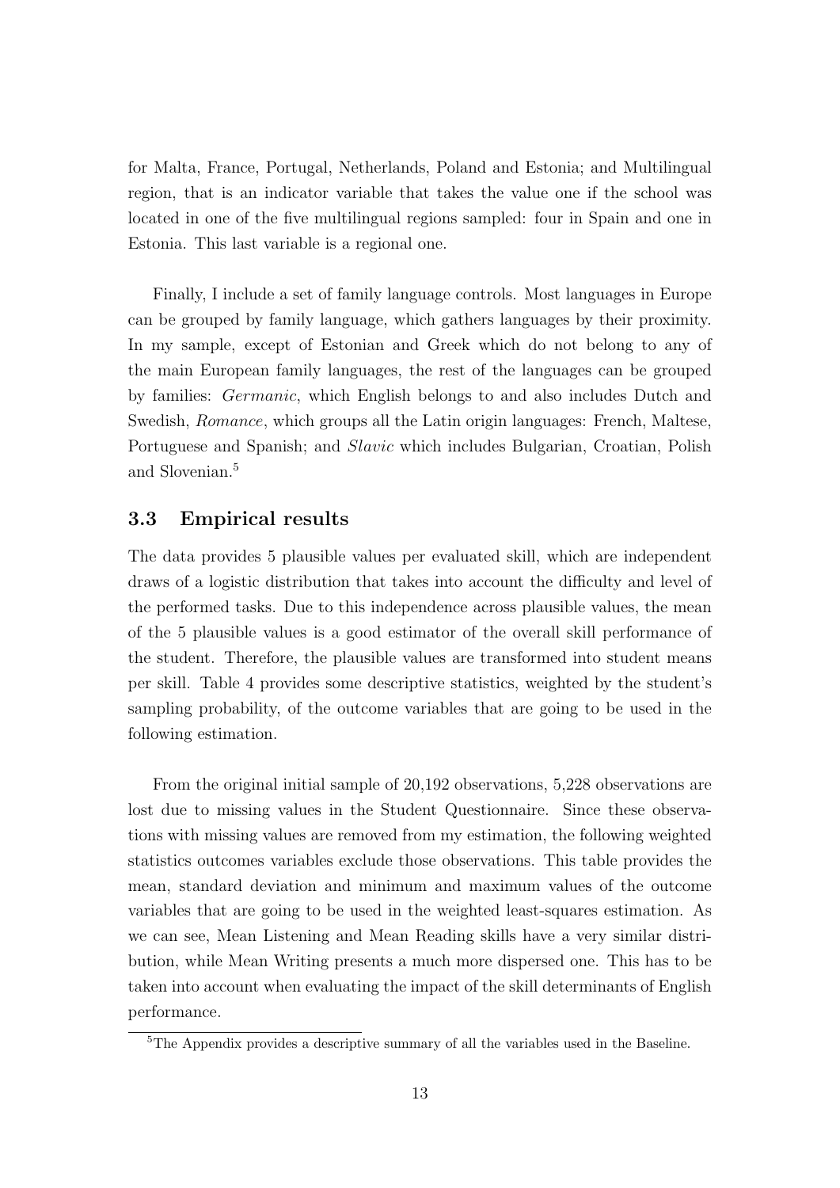for Malta, France, Portugal, Netherlands, Poland and Estonia; and Multilingual region, that is an indicator variable that takes the value one if the school was located in one of the five multilingual regions sampled: four in Spain and one in Estonia. This last variable is a regional one.

Finally, I include a set of family language controls. Most languages in Europe can be grouped by family language, which gathers languages by their proximity. In my sample, except of Estonian and Greek which do not belong to any of the main European family languages, the rest of the languages can be grouped by families: *Germanic*, which English belongs to and also includes Dutch and Swedish, *Romance*, which groups all the Latin origin languages: French, Maltese, Portuguese and Spanish; and *Slavic* which includes Bulgarian, Croatian, Polish and Slovenian.[5]

## 3.3 Empirical results

The data provides 5 plausible values per evaluated skill, which are independent draws of a logistic distribution that takes into account the difficulty and level of the performed tasks. Due to this independence across plausible values, the mean of the 5 plausible values is a good estimator of the overall skill performance of the student. Therefore, the plausible values are transformed into student means per skill. Table 4 provides some descriptive statistics, weighted by the student's sampling probability, of the outcome variables that are going to be used in the following estimation.

From the original initial sample of 20,192 observations, 5,228 observations are lost due to missing values in the Student Questionnaire. Since these observations with missing values are removed from my estimation, the following weighted statistics outcomes variables exclude those observations. This table provides the mean, standard deviation and minimum and maximum values of the outcome variables that are going to be used in the weighted least-squares estimation. As we can see, Mean Listening and Mean Reading skills have a very similar distribution, while Mean Writing presents a much more dispersed one. This has to be taken into account when evaluating the impact of the skill determinants of English performance.

[5]The Appendix provides a descriptive summary of all the variables used in the Baseline.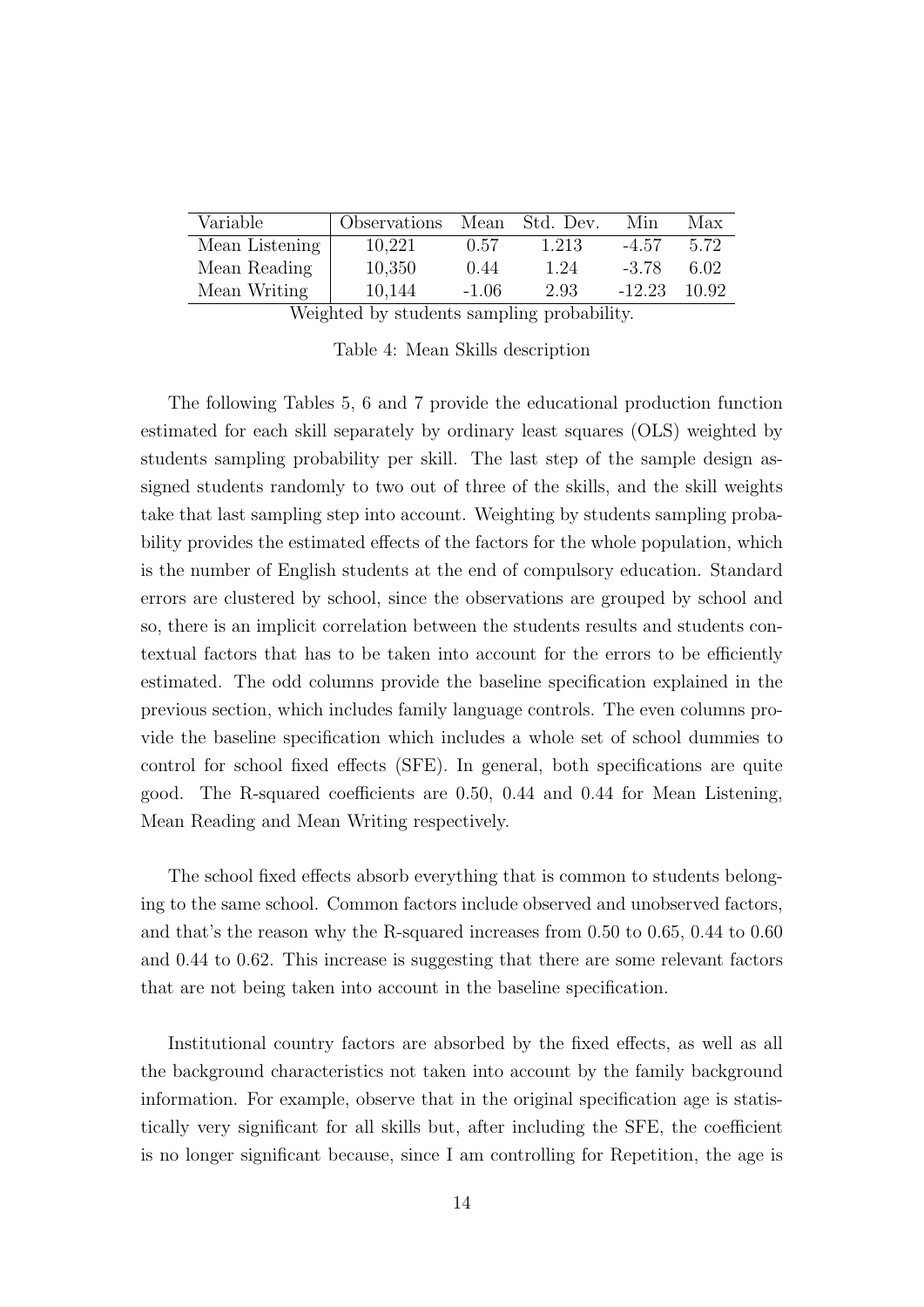| Variable | Observations | Mean | Std. Dev. | Min | Max |
| --- | --- | --- | --- | --- | --- |
| Mean Listening | 10,221 | 0.57 | 1.213 | -4.57 | 5.72 |
| Mean Reading | 10,350 | 0.44 | 1.24 | -3.78 | 6.02 |
| Mean Writing | 10,144 | -1.06 | 2.93 | -12.23 | 10.92 |

Weighted by students sampling probability.

Table 4: Mean Skills description

The following Tables 5, 6 and 7 provide the educational production function estimated for each skill separately by ordinary least squares (OLS) weighted by students sampling probability per skill. The last step of the sample design assigned students randomly to two out of three of the skills, and the skill weights take that last sampling step into account. Weighting by students sampling probability provides the estimated effects of the factors for the whole population, which is the number of English students at the end of compulsory education. Standard errors are clustered by school, since the observations are grouped by school and so, there is an implicit correlation between the students results and students contextual factors that has to be taken into account for the errors to be efficiently estimated. The odd columns provide the baseline specification explained in the previous section, which includes family language controls. The even columns provide the baseline specification which includes a whole set of school dummies to control for school fixed effects (SFE). In general, both specifications are quite good. The R-squared coefficients are 0.50, 0.44 and 0.44 for Mean Listening, Mean Reading and Mean Writing respectively.

The school fixed effects absorb everything that is common to students belonging to the same school. Common factors include observed and unobserved factors, and that's the reason why the R-squared increases from 0.50 to 0.65, 0.44 to 0.60 and 0.44 to 0.62. This increase is suggesting that there are some relevant factors that are not being taken into account in the baseline specification.

Institutional country factors are absorbed by the fixed effects, as well as all the background characteristics not taken into account by the family background information. For example, observe that in the original specification age is statistically very significant for all skills but, after including the SFE, the coefficient is no longer significant because, since I am controlling for Repetition, the age is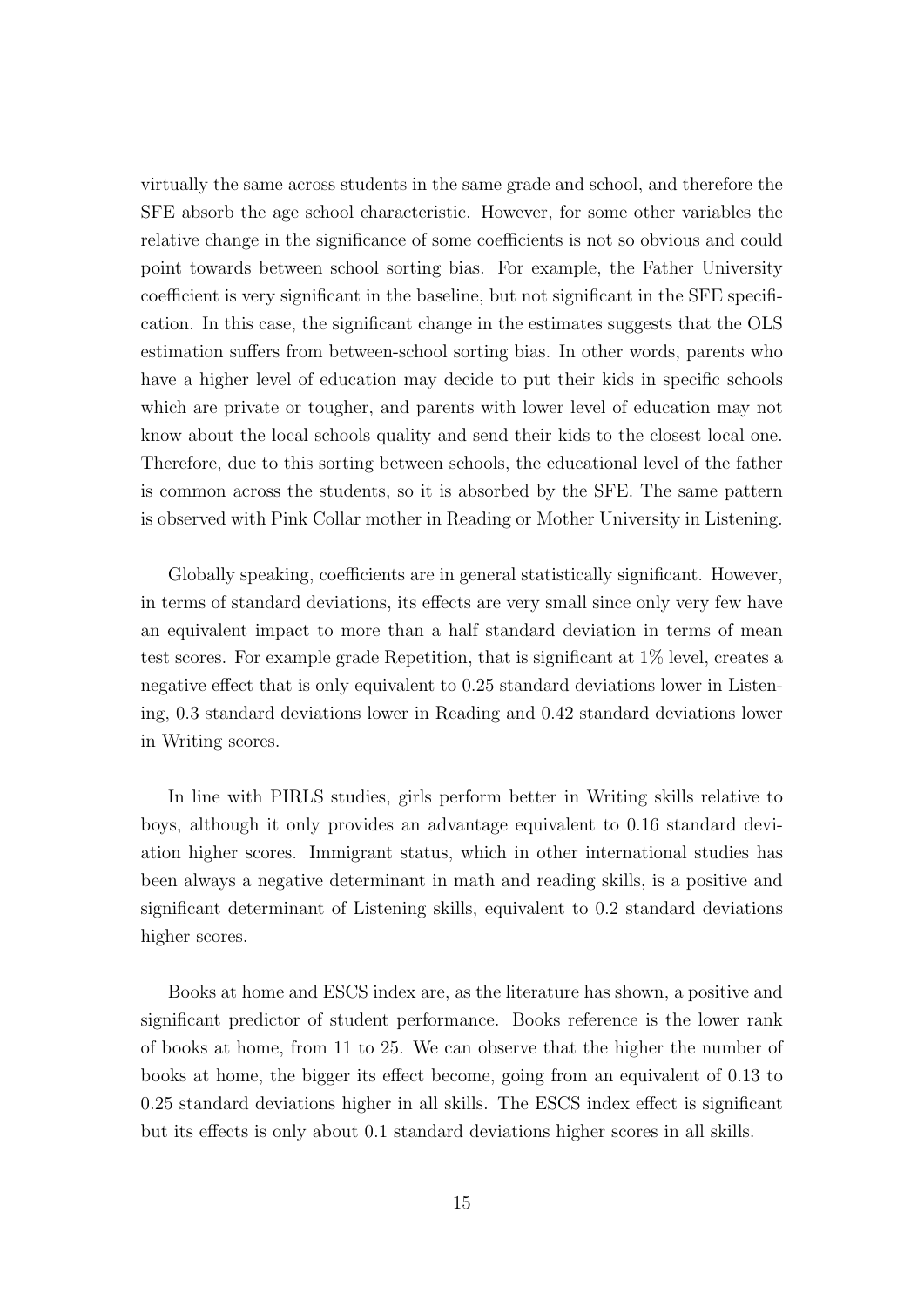virtually the same across students in the same grade and school, and therefore the SFE absorb the age school characteristic. However, for some other variables the relative change in the significance of some coefficients is not so obvious and could point towards between school sorting bias. For example, the Father University coefficient is very significant in the baseline, but not significant in the SFE specification. In this case, the significant change in the estimates suggests that the OLS estimation suffers from between-school sorting bias. In other words, parents who have a higher level of education may decide to put their kids in specific schools which are private or tougher, and parents with lower level of education may not know about the local schools quality and send their kids to the closest local one. Therefore, due to this sorting between schools, the educational level of the father is common across the students, so it is absorbed by the SFE. The same pattern is observed with Pink Collar mother in Reading or Mother University in Listening.

Globally speaking, coefficients are in general statistically significant. However, in terms of standard deviations, its effects are very small since only very few have an equivalent impact to more than a half standard deviation in terms of mean test scores. For example grade Repetition, that is significant at 1% level, creates a negative effect that is only equivalent to 0.25 standard deviations lower in Listening, 0.3 standard deviations lower in Reading and 0.42 standard deviations lower in Writing scores.

In line with PIRLS studies, girls perform better in Writing skills relative to boys, although it only provides an advantage equivalent to 0.16 standard deviation higher scores. Immigrant status, which in other international studies has been always a negative determinant in math and reading skills, is a positive and significant determinant of Listening skills, equivalent to 0.2 standard deviations higher scores.

Books at home and ESCS index are, as the literature has shown, a positive and significant predictor of student performance. Books reference is the lower rank of books at home, from 11 to 25. We can observe that the higher the number of books at home, the bigger its effect become, going from an equivalent of 0.13 to 0.25 standard deviations higher in all skills. The ESCS index effect is significant but its effects is only about 0.1 standard deviations higher scores in all skills.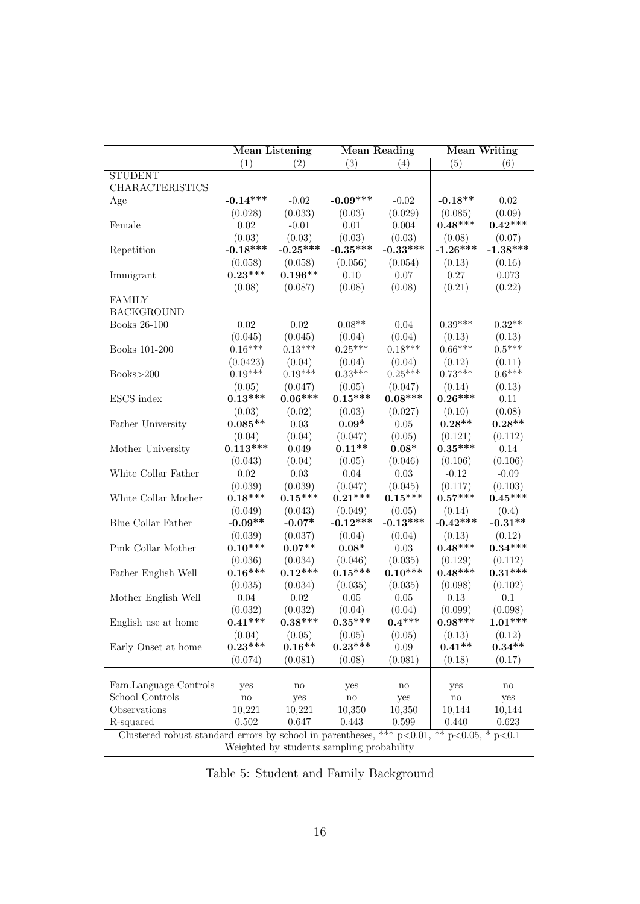| | Mean Listening | | Mean Reading | | Mean Writing | |
|---|---|---|---|---|---|---|
| | (1) | (2) | (3) | (4) | (5) | (6) |
| STUDENT CHARACTERISTICS | | | | | | |
| Age | **-0.14***** | -0.02 | **-0.09***** | -0.02 | **-0.18**** | 0.02 |
| | (0.028) | (0.033) | (0.03) | (0.029) | (0.085) | (0.09) |
| Female | 0.02 | -0.01 | 0.01 | 0.004 | **0.48***** | **0.42***** |
| | (0.03) | (0.03) | (0.03) | (0.03) | (0.08) | (0.07) |
| Repetition | **-0.18***** | **-0.25***** | **-0.35***** | **-0.33***** | **-1.26***** | **-1.38***** |
| | (0.058) | (0.058) | (0.056) | (0.054) | (0.13) | (0.16) |
| Immigrant | **0.23***** | **0.196**** | 0.10 | 0.07 | 0.27 | 0.073 |
| | (0.08) | (0.087) | (0.08) | (0.08) | (0.21) | (0.22) |
| FAMILY BACKGROUND | | | | | | |
| Books 26-100 | 0.02 | 0.02 | 0.08** | 0.04 | 0.39*** | 0.32** |
| | (0.045) | (0.045) | (0.04) | (0.04) | (0.13) | (0.13) |
| Books 101-200 | 0.16*** | 0.13*** | 0.25*** | 0.18*** | 0.66*** | 0.5*** |
| | (0.0423) | (0.04) | (0.04) | (0.04) | (0.12) | (0.11) |
| Books>200 | 0.19*** | 0.19*** | 0.33*** | 0.25*** | 0.73*** | 0.6*** |
| | (0.05) | (0.047) | (0.05) | (0.047) | (0.14) | (0.13) |
| ESCS index | **0.13***** | **0.06***** | **0.15***** | **0.08***** | **0.26***** | 0.11 |
| | (0.03) | (0.02) | (0.03) | (0.027) | (0.10) | (0.08) |
| Father University | **0.085**** | 0.03 | **0.09*** | 0.05 | **0.28**** | **0.28**** |
| | (0.04) | (0.04) | (0.047) | (0.05) | (0.121) | (0.112) |
| Mother University | **0.113***** | 0.049 | **0.11**** | **0.08*** | **0.35***** | 0.14 |
| | (0.043) | (0.04) | (0.05) | (0.046) | (0.106) | (0.106) |
| White Collar Father | 0.02 | 0.03 | 0.04 | 0.03 | -0.12 | -0.09 |
| | (0.039) | (0.039) | (0.047) | (0.045) | (0.117) | (0.103) |
| White Collar Mother | **0.18***** | **0.15***** | **0.21***** | **0.15***** | **0.57***** | **0.45***** |
| | (0.049) | (0.043) | (0.049) | (0.05) | (0.14) | (0.4) |
| Blue Collar Father | **-0.09**** | **-0.07*** | **-0.12***** | **-0.13***** | **-0.42***** | **-0.31**** |
| | (0.039) | (0.037) | (0.04) | (0.04) | (0.13) | (0.12) |
| Pink Collar Mother | **0.10***** | **0.07**** | **0.08*** | 0.03 | **0.48***** | **0.34***** |
| | (0.036) | (0.034) | (0.046) | (0.035) | (0.129) | (0.112) |
| Father English Well | **0.16***** | **0.12***** | **0.15***** | **0.10***** | **0.48***** | **0.31***** |
| | (0.035) | (0.034) | (0.035) | (0.035) | (0.098) | (0.102) |
| Mother English Well | 0.04 | 0.02 | 0.05 | 0.05 | 0.13 | 0.1 |
| | (0.032) | (0.032) | (0.04) | (0.04) | (0.099) | (0.098) |
| English use at home | **0.41***** | **0.38***** | **0.35***** | **0.4***** | **0.98***** | **1.01***** |
| | (0.04) | (0.05) | (0.05) | (0.05) | (0.13) | (0.12) |
| Early Onset at home | **0.23***** | **0.16**** | **0.23***** | 0.09 | **0.41**** | **0.34**** |
| | (0.074) | (0.081) | (0.08) | (0.081) | (0.18) | (0.17) |
| Fam.Language Controls | yes | no | yes | no | yes | no |
| School Controls | no | yes | no | yes | no | yes |
| Observations | 10,221 | 10,221 | 10,350 | 10,350 | 10,144 | 10,144 |
| R-squared | 0.502 | 0.647 | 0.443 | 0.599 | 0.440 | 0.623 |

Clustered robust standard errors by school in parentheses, *** p<0.01, ** p<0.05, * p<0.1

Weighted by students sampling probability

Table 5: Student and Family Background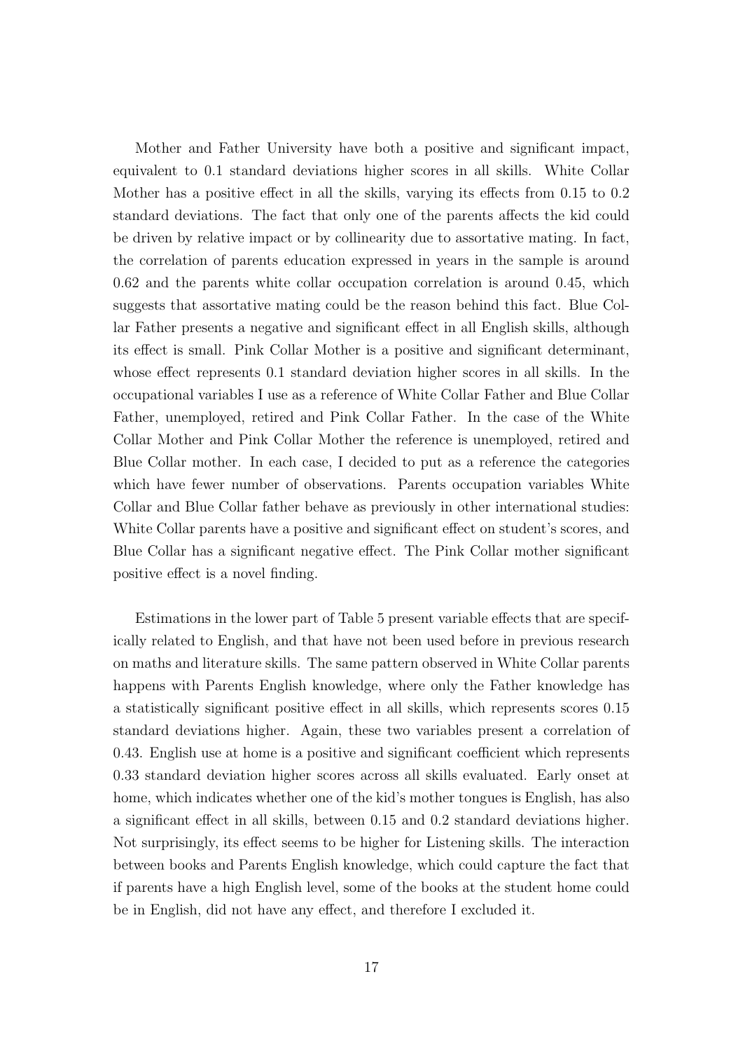Mother and Father University have both a positive and significant impact, equivalent to 0.1 standard deviations higher scores in all skills. White Collar Mother has a positive effect in all the skills, varying its effects from 0.15 to 0.2 standard deviations. The fact that only one of the parents affects the kid could be driven by relative impact or by collinearity due to assortative mating. In fact, the correlation of parents education expressed in years in the sample is around 0.62 and the parents white collar occupation correlation is around 0.45, which suggests that assortative mating could be the reason behind this fact. Blue Collar Father presents a negative and significant effect in all English skills, although its effect is small. Pink Collar Mother is a positive and significant determinant, whose effect represents 0.1 standard deviation higher scores in all skills. In the occupational variables I use as a reference of White Collar Father and Blue Collar Father, unemployed, retired and Pink Collar Father. In the case of the White Collar Mother and Pink Collar Mother the reference is unemployed, retired and Blue Collar mother. In each case, I decided to put as a reference the categories which have fewer number of observations. Parents occupation variables White Collar and Blue Collar father behave as previously in other international studies: White Collar parents have a positive and significant effect on student's scores, and Blue Collar has a significant negative effect. The Pink Collar mother significant positive effect is a novel finding.

Estimations in the lower part of Table 5 present variable effects that are specifically related to English, and that have not been used before in previous research on maths and literature skills. The same pattern observed in White Collar parents happens with Parents English knowledge, where only the Father knowledge has a statistically significant positive effect in all skills, which represents scores 0.15 standard deviations higher. Again, these two variables present a correlation of 0.43. English use at home is a positive and significant coefficient which represents 0.33 standard deviation higher scores across all skills evaluated. Early onset at home, which indicates whether one of the kid's mother tongues is English, has also a significant effect in all skills, between 0.15 and 0.2 standard deviations higher. Not surprisingly, its effect seems to be higher for Listening skills. The interaction between books and Parents English knowledge, which could capture the fact that if parents have a high English level, some of the books at the student home could be in English, did not have any effect, and therefore I excluded it.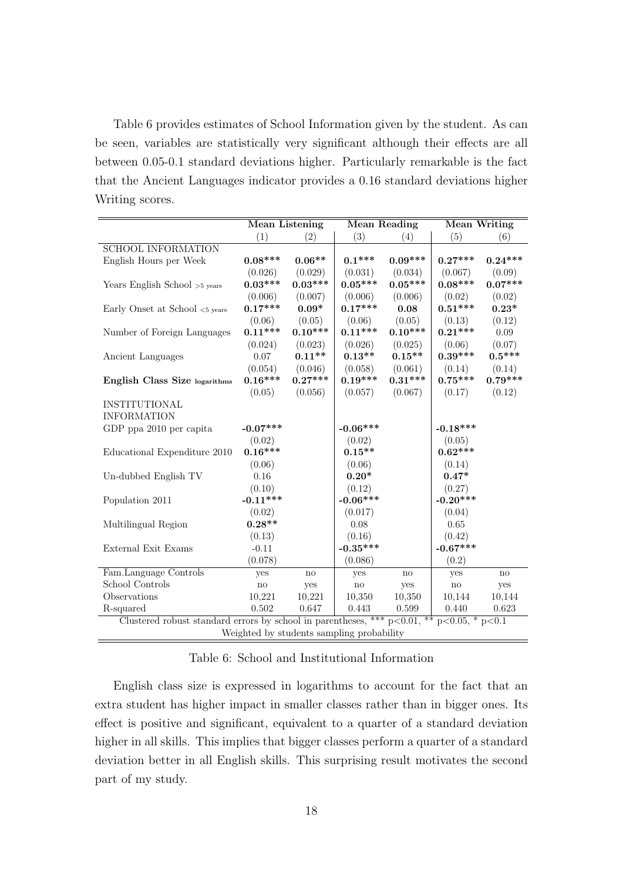Table 6 provides estimates of School Information given by the student. As can be seen, variables are statistically very significant although their effects are all between 0.05-0.1 standard deviations higher. Particularly remarkable is the fact that the Ancient Languages indicator provides a 0.16 standard deviations higher Writing scores.

| | Mean Listening | | Mean Reading | | Mean Writing | |
|---|---|---|---|---|---|---|
| | (1) | (2) | (3) | (4) | (5) | (6) |
| SCHOOL INFORMATION | | | | | | |
| English Hours per Week | **0.08*** ** | **0.06** ** | **0.1*** ** | **0.09*** ** | **0.27*** ** | **0.24*** ** |
| | (0.026) | (0.029) | (0.031) | (0.034) | (0.067) | (0.09) |
| Years English School >5 years | **0.03*** ** | **0.03*** ** | **0.05*** ** | **0.05*** ** | **0.08*** ** | **0.07*** ** |
| | (0.006) | (0.007) | (0.006) | (0.006) | (0.02) | (0.02) |
| Early Onset at School <5 years | **0.17*** ** | **0.09* ** | **0.17*** ** | **0.08** | **0.51*** ** | **0.23* ** |
| | (0.06) | (0.05) | (0.06) | (0.05) | (0.13) | (0.12) |
| Number of Foreign Languages | **0.11*** ** | **0.10*** ** | **0.11*** ** | **0.10*** ** | **0.21*** ** | 0.09 |
| | (0.024) | (0.023) | (0.026) | (0.025) | (0.06) | (0.07) |
| Ancient Languages | 0.07 | **0.11** ** | **0.13** ** | **0.15** ** | **0.39*** ** | **0.5*** ** |
| | (0.054) | (0.046) | (0.058) | (0.061) | (0.14) | (0.14) |
| **English Class Size logarithms** | **0.16*** ** | **0.27*** ** | **0.19*** ** | **0.31*** ** | **0.75*** ** | **0.79*** ** |
| | (0.05) | (0.056) | (0.057) | (0.067) | (0.17) | (0.12) |
| INSTITUTIONAL INFORMATION | | | | | | |
| GDP ppa 2010 per capita | **-0.07*** ** | | **-0.06*** ** | | **-0.18*** ** | |
| | (0.02) | | (0.02) | | (0.05) | |
| Educational Expenditure 2010 | **0.16*** ** | | **0.15** ** | | **0.62*** ** | |
| | (0.06) | | (0.06) | | (0.14) | |
| Un-dubbed English TV | 0.16 | | **0.20* ** | | **0.47* ** | |
| | (0.10) | | (0.12) | | (0.27) | |
| Population 2011 | **-0.11*** ** | | **-0.06*** ** | | **-0.20*** ** | |
| | (0.02) | | (0.017) | | (0.04) | |
| Multilingual Region | **0.28** ** | | 0.08 | | 0.65 | |
| | (0.13) | | (0.16) | | (0.42) | |
| External Exit Exams | -0.11 | | **-0.35*** ** | | **-0.67*** ** | |
| | (0.078) | | (0.086) | | (0.2) | |
| Fam.Language Controls | yes | no | yes | no | yes | no |
| School Controls | no | yes | no | yes | no | yes |
| Observations | 10,221 | 10,221 | 10,350 | 10,350 | 10,144 | 10,144 |
| R-squared | 0.502 | 0.647 | 0.443 | 0.599 | 0.440 | 0.623 |

Clustered robust standard errors by school in parentheses, *** p<0.01, ** p<0.05, * p<0.1
Weighted by students sampling probability

Table 6: School and Institutional Information

English class size is expressed in logarithms to account for the fact that an extra student has higher impact in smaller classes rather than in bigger ones. Its effect is positive and significant, equivalent to a quarter of a standard deviation higher in all skills. This implies that bigger classes perform a quarter of a standard deviation better in all English skills. This surprising result motivates the second part of my study.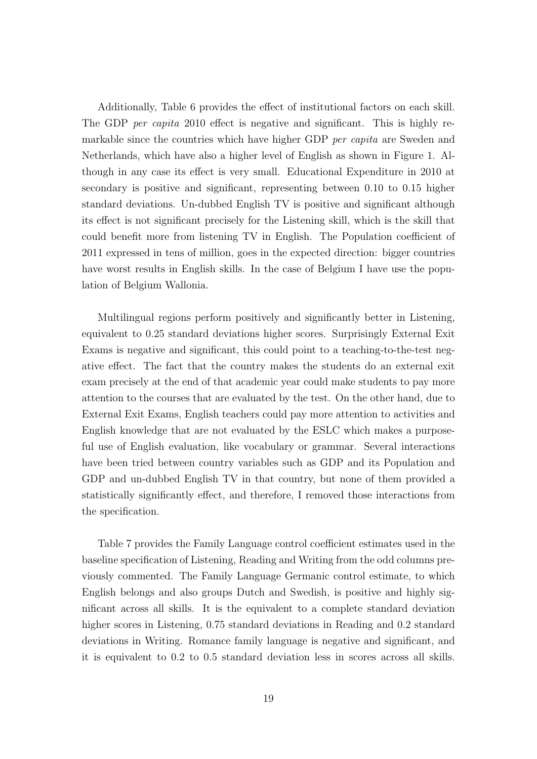Additionally, Table 6 provides the effect of institutional factors on each skill. The GDP *per capita* 2010 effect is negative and significant. This is highly remarkable since the countries which have higher GDP *per capita* are Sweden and Netherlands, which have also a higher level of English as shown in Figure 1. Although in any case its effect is very small. Educational Expenditure in 2010 at secondary is positive and significant, representing between 0.10 to 0.15 higher standard deviations. Un-dubbed English TV is positive and significant although its effect is not significant precisely for the Listening skill, which is the skill that could benefit more from listening TV in English. The Population coefficient of 2011 expressed in tens of million, goes in the expected direction: bigger countries have worst results in English skills. In the case of Belgium I have use the population of Belgium Wallonia.

Multilingual regions perform positively and significantly better in Listening, equivalent to 0.25 standard deviations higher scores. Surprisingly External Exit Exams is negative and significant, this could point to a teaching-to-the-test negative effect. The fact that the country makes the students do an external exit exam precisely at the end of that academic year could make students to pay more attention to the courses that are evaluated by the test. On the other hand, due to External Exit Exams, English teachers could pay more attention to activities and English knowledge that are not evaluated by the ESLC which makes a purposeful use of English evaluation, like vocabulary or grammar. Several interactions have been tried between country variables such as GDP and its Population and GDP and un-dubbed English TV in that country, but none of them provided a statistically significantly effect, and therefore, I removed those interactions from the specification.

Table 7 provides the Family Language control coefficient estimates used in the baseline specification of Listening, Reading and Writing from the odd columns previously commented. The Family Language Germanic control estimate, to which English belongs and also groups Dutch and Swedish, is positive and highly significant across all skills. It is the equivalent to a complete standard deviation higher scores in Listening, 0.75 standard deviations in Reading and 0.2 standard deviations in Writing. Romance family language is negative and significant, and it is equivalent to 0.2 to 0.5 standard deviation less in scores across all skills.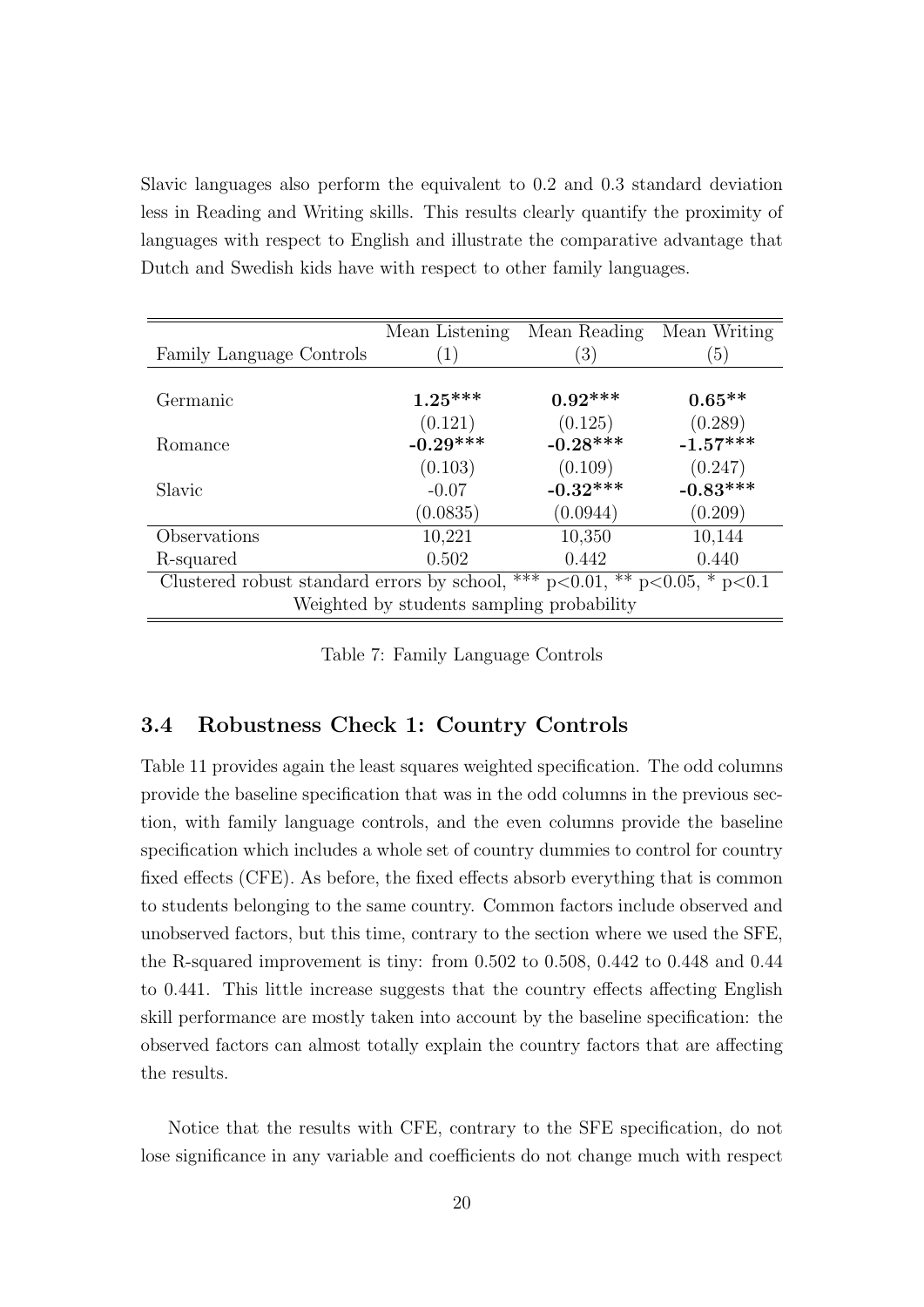Slavic languages also perform the equivalent to 0.2 and 0.3 standard deviation less in Reading and Writing skills. This results clearly quantify the proximity of languages with respect to English and illustrate the comparative advantage that Dutch and Swedish kids have with respect to other family languages.

| | Mean Listening | Mean Reading | Mean Writing |
|---|---|---|---|
| Family Language Controls | (1) | (3) | (5) |
| Germanic | **1.25*** ** | **0.92*** ** | **0.65** ** |
| | (0.121) | (0.125) | (0.289) |
| Romance | **-0.29*** ** | **-0.28*** ** | **-1.57*** ** |
| | (0.103) | (0.109) | (0.247) |
| Slavic | -0.07 | **-0.32*** ** | **-0.83*** ** |
| | (0.0835) | (0.0944) | (0.209) |
| Observations | 10,221 | 10,350 | 10,144 |
| R-squared | 0.502 | 0.442 | 0.440 |
| Clustered robust standard errors by school, *** p<0.01, ** p<0.05, * p<0.1 | | | |
| Weighted by students sampling probability | | | |

Table 7: Family Language Controls

### 3.4 Robustness Check 1: Country Controls

Table 11 provides again the least squares weighted specification. The odd columns provide the baseline specification that was in the odd columns in the previous section, with family language controls, and the even columns provide the baseline specification which includes a whole set of country dummies to control for country fixed effects (CFE). As before, the fixed effects absorb everything that is common to students belonging to the same country. Common factors include observed and unobserved factors, but this time, contrary to the section where we used the SFE, the R-squared improvement is tiny: from 0.502 to 0.508, 0.442 to 0.448 and 0.44 to 0.441. This little increase suggests that the country effects affecting English skill performance are mostly taken into account by the baseline specification: the observed factors can almost totally explain the country factors that are affecting the results.

Notice that the results with CFE, contrary to the SFE specification, do not lose significance in any variable and coefficients do not change much with respect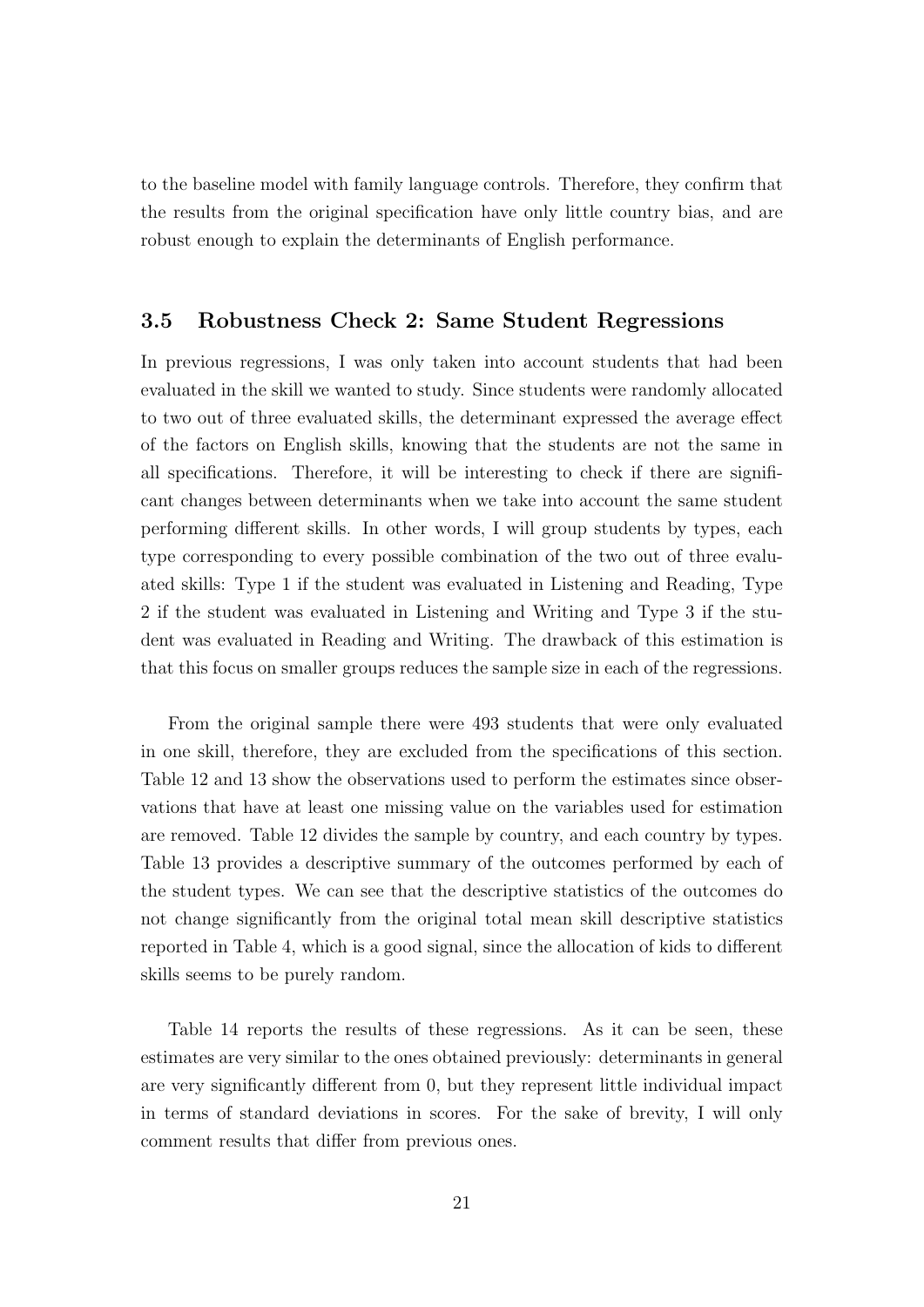to the baseline model with family language controls. Therefore, they confirm that the results from the original specification have only little country bias, and are robust enough to explain the determinants of English performance.

### 3.5 Robustness Check 2: Same Student Regressions

In previous regressions, I was only taken into account students that had been evaluated in the skill we wanted to study. Since students were randomly allocated to two out of three evaluated skills, the determinant expressed the average effect of the factors on English skills, knowing that the students are not the same in all specifications. Therefore, it will be interesting to check if there are significant changes between determinants when we take into account the same student performing different skills. In other words, I will group students by types, each type corresponding to every possible combination of the two out of three evaluated skills: Type 1 if the student was evaluated in Listening and Reading, Type 2 if the student was evaluated in Listening and Writing and Type 3 if the student was evaluated in Reading and Writing. The drawback of this estimation is that this focus on smaller groups reduces the sample size in each of the regressions.

From the original sample there were 493 students that were only evaluated in one skill, therefore, they are excluded from the specifications of this section. Table 12 and 13 show the observations used to perform the estimates since observations that have at least one missing value on the variables used for estimation are removed. Table 12 divides the sample by country, and each country by types. Table 13 provides a descriptive summary of the outcomes performed by each of the student types. We can see that the descriptive statistics of the outcomes do not change significantly from the original total mean skill descriptive statistics reported in Table 4, which is a good signal, since the allocation of kids to different skills seems to be purely random.

Table 14 reports the results of these regressions. As it can be seen, these estimates are very similar to the ones obtained previously: determinants in general are very significantly different from 0, but they represent little individual impact in terms of standard deviations in scores. For the sake of brevity, I will only comment results that differ from previous ones.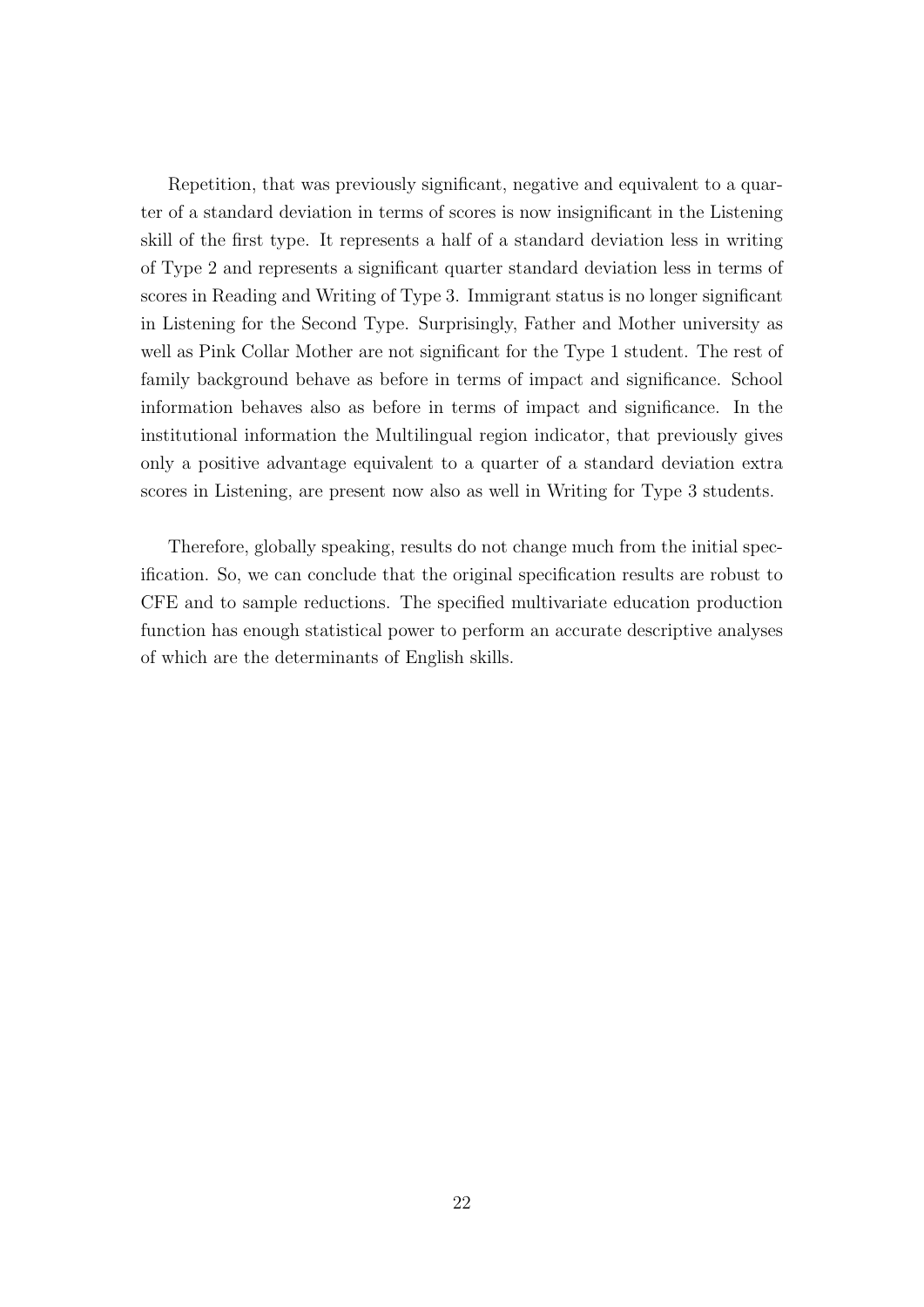Repetition, that was previously significant, negative and equivalent to a quarter of a standard deviation in terms of scores is now insignificant in the Listening skill of the first type. It represents a half of a standard deviation less in writing of Type 2 and represents a significant quarter standard deviation less in terms of scores in Reading and Writing of Type 3. Immigrant status is no longer significant in Listening for the Second Type. Surprisingly, Father and Mother university as well as Pink Collar Mother are not significant for the Type 1 student. The rest of family background behave as before in terms of impact and significance. School information behaves also as before in terms of impact and significance. In the institutional information the Multilingual region indicator, that previously gives only a positive advantage equivalent to a quarter of a standard deviation extra scores in Listening, are present now also as well in Writing for Type 3 students.

Therefore, globally speaking, results do not change much from the initial specification. So, we can conclude that the original specification results are robust to CFE and to sample reductions. The specified multivariate education production function has enough statistical power to perform an accurate descriptive analyses of which are the determinants of English skills.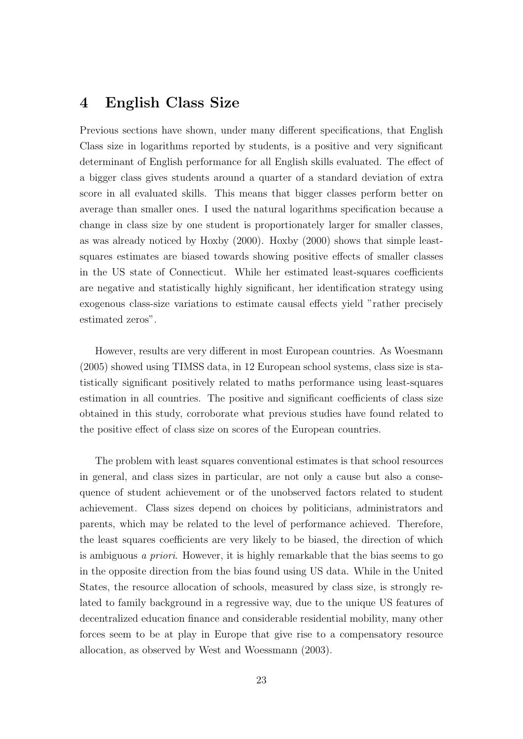# 4 English Class Size

Previous sections have shown, under many different specifications, that English Class size in logarithms reported by students, is a positive and very significant determinant of English performance for all English skills evaluated. The effect of a bigger class gives students around a quarter of a standard deviation of extra score in all evaluated skills. This means that bigger classes perform better on average than smaller ones. I used the natural logarithms specification because a change in class size by one student is proportionately larger for smaller classes, as was already noticed by Hoxby (2000). Hoxby (2000) shows that simple least-squares estimates are biased towards showing positive effects of smaller classes in the US state of Connecticut. While her estimated least-squares coefficients are negative and statistically highly significant, her identification strategy using exogenous class-size variations to estimate causal effects yield "rather precisely estimated zeros".

However, results are very different in most European countries. As Woesmann (2005) showed using TIMSS data, in 12 European school systems, class size is statistically significant positively related to maths performance using least-squares estimation in all countries. The positive and significant coefficients of class size obtained in this study, corroborate what previous studies have found related to the positive effect of class size on scores of the European countries.

The problem with least squares conventional estimates is that school resources in general, and class sizes in particular, are not only a cause but also a consequence of student achievement or of the unobserved factors related to student achievement. Class sizes depend on choices by politicians, administrators and parents, which may be related to the level of performance achieved. Therefore, the least squares coefficients are very likely to be biased, the direction of which is ambiguous *a priori*. However, it is highly remarkable that the bias seems to go in the opposite direction from the bias found using US data. While in the United States, the resource allocation of schools, measured by class size, is strongly related to family background in a regressive way, due to the unique US features of decentralized education finance and considerable residential mobility, many other forces seem to be at play in Europe that give rise to a compensatory resource allocation, as observed by West and Woessmann (2003).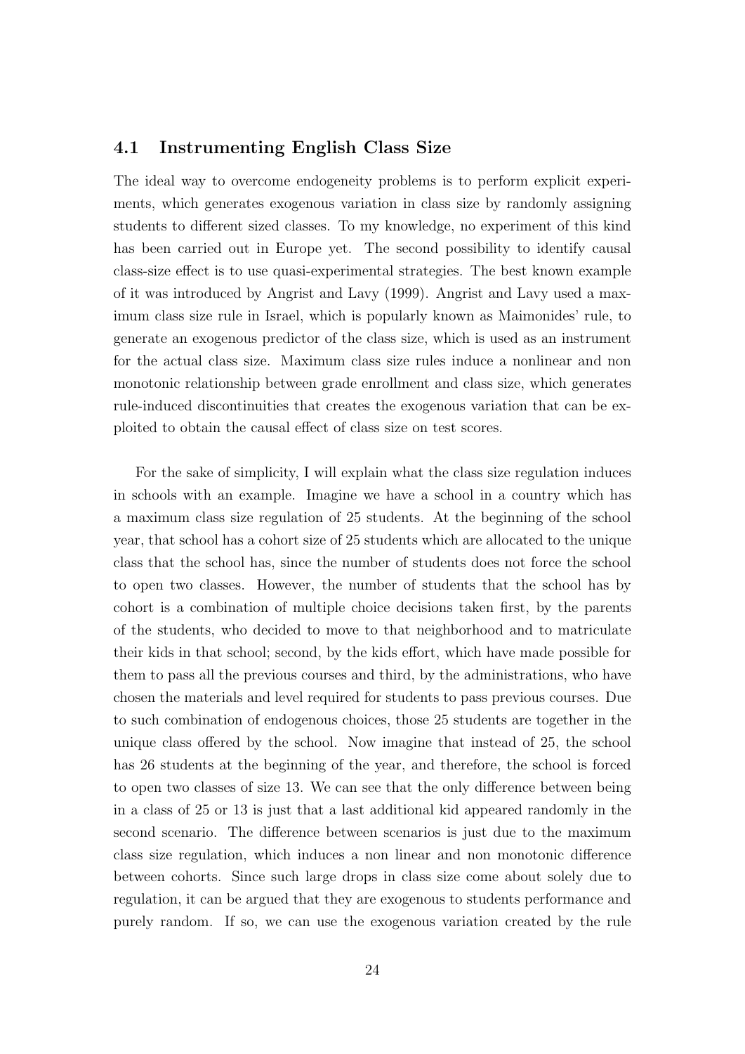### 4.1 Instrumenting English Class Size

The ideal way to overcome endogeneity problems is to perform explicit experiments, which generates exogenous variation in class size by randomly assigning students to different sized classes. To my knowledge, no experiment of this kind has been carried out in Europe yet. The second possibility to identify causal class-size effect is to use quasi-experimental strategies. The best known example of it was introduced by Angrist and Lavy (1999). Angrist and Lavy used a maximum class size rule in Israel, which is popularly known as Maimonides' rule, to generate an exogenous predictor of the class size, which is used as an instrument for the actual class size. Maximum class size rules induce a nonlinear and non monotonic relationship between grade enrollment and class size, which generates rule-induced discontinuities that creates the exogenous variation that can be exploited to obtain the causal effect of class size on test scores.

For the sake of simplicity, I will explain what the class size regulation induces in schools with an example. Imagine we have a school in a country which has a maximum class size regulation of 25 students. At the beginning of the school year, that school has a cohort size of 25 students which are allocated to the unique class that the school has, since the number of students does not force the school to open two classes. However, the number of students that the school has by cohort is a combination of multiple choice decisions taken first, by the parents of the students, who decided to move to that neighborhood and to matriculate their kids in that school; second, by the kids effort, which have made possible for them to pass all the previous courses and third, by the administrations, who have chosen the materials and level required for students to pass previous courses. Due to such combination of endogenous choices, those 25 students are together in the unique class offered by the school. Now imagine that instead of 25, the school has 26 students at the beginning of the year, and therefore, the school is forced to open two classes of size 13. We can see that the only difference between being in a class of 25 or 13 is just that a last additional kid appeared randomly in the second scenario. The difference between scenarios is just due to the maximum class size regulation, which induces a non linear and non monotonic difference between cohorts. Since such large drops in class size come about solely due to regulation, it can be argued that they are exogenous to students performance and purely random. If so, we can use the exogenous variation created by the rule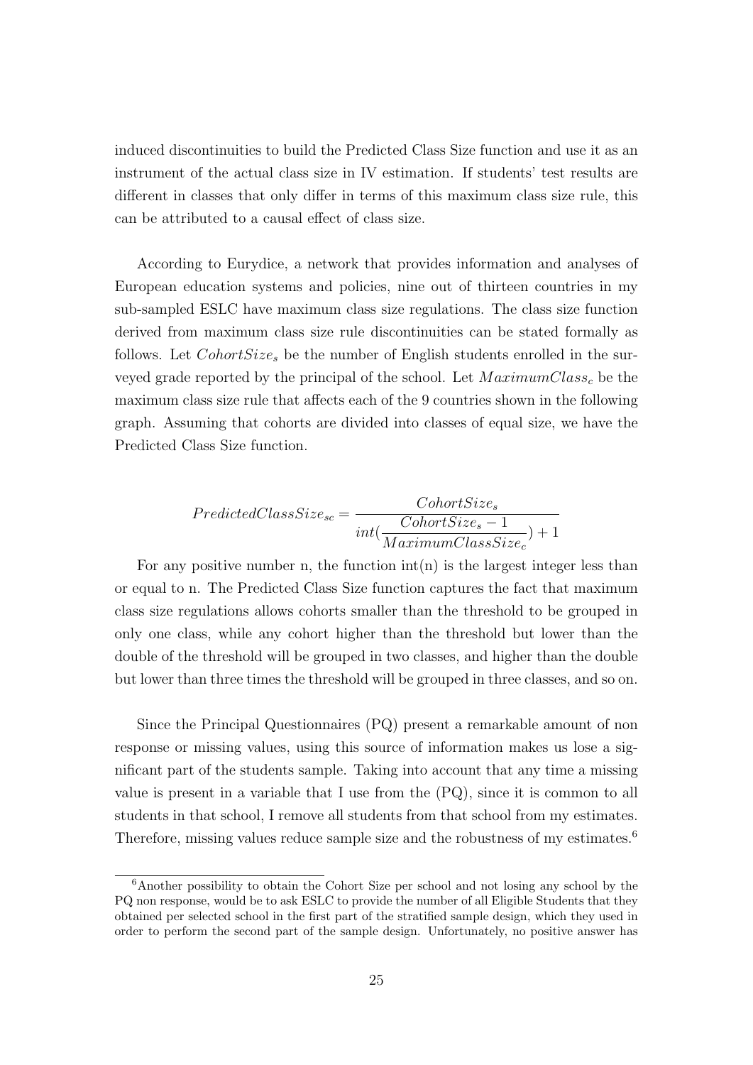induced discontinuities to build the Predicted Class Size function and use it as an instrument of the actual class size in IV estimation. If students' test results are different in classes that only differ in terms of this maximum class size rule, this can be attributed to a causal effect of class size.

According to Eurydice, a network that provides information and analyses of European education systems and policies, nine out of thirteen countries in my sub-sampled ESLC have maximum class size regulations. The class size function derived from maximum class size rule discontinuities can be stated formally as follows. Let $CohortSize_s$ be the number of English students enrolled in the surveyed grade reported by the principal of the school. Let $MaximumClass_c$ be the maximum class size rule that affects each of the 9 countries shown in the following graph. Assuming that cohorts are divided into classes of equal size, we have the Predicted Class Size function.

$$PredictedClassSize_{sc} = \frac{CohortSize_s}{int(\frac{CohortSize_s - 1}{MaximumClassSize_c}) + 1}$$

For any positive number n, the function int(n) is the largest integer less than or equal to n. The Predicted Class Size function captures the fact that maximum class size regulations allows cohorts smaller than the threshold to be grouped in only one class, while any cohort higher than the threshold but lower than the double of the threshold will be grouped in two classes, and higher than the double but lower than three times the threshold will be grouped in three classes, and so on.

Since the Principal Questionnaires (PQ) present a remarkable amount of non response or missing values, using this source of information makes us lose a significant part of the students sample. Taking into account that any time a missing value is present in a variable that I use from the (PQ), since it is common to all students in that school, I remove all students from that school from my estimates. Therefore, missing values reduce sample size and the robustness of my estimates.[6]

[6] Another possibility to obtain the Cohort Size per school and not losing any school by the PQ non response, would be to ask ESLC to provide the number of all Eligible Students that they obtained per selected school in the first part of the stratified sample design, which they used in order to perform the second part of the sample design. Unfortunately, no positive answer has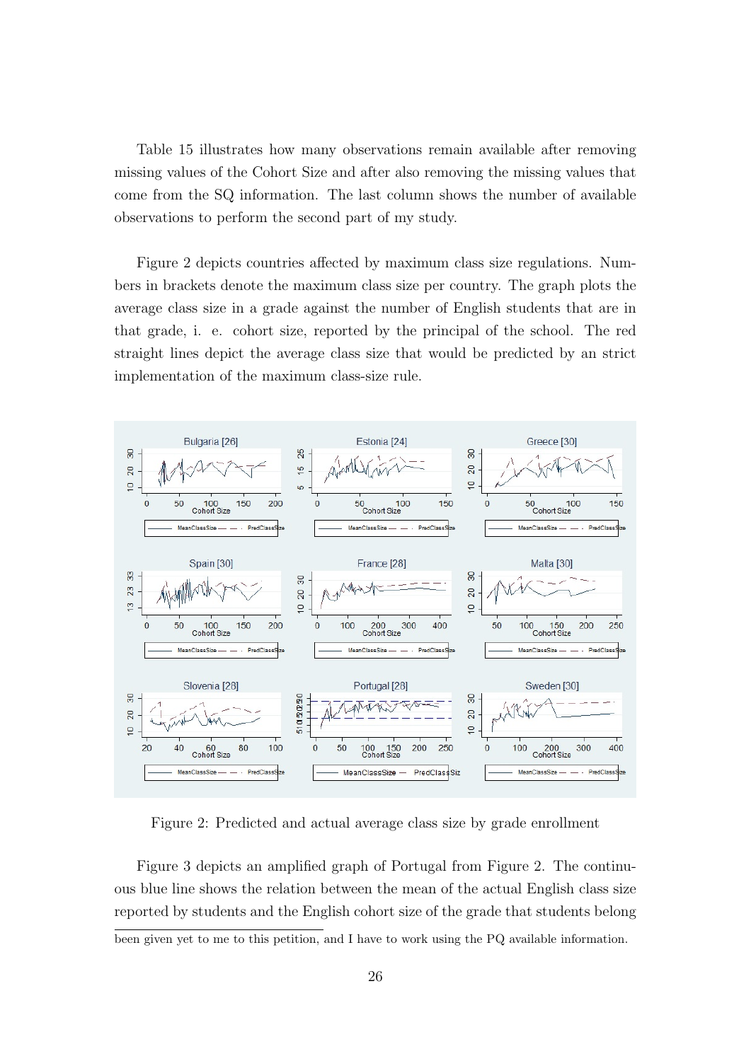Table 15 illustrates how many observations remain available after removing missing values of the Cohort Size and after also removing the missing values that come from the SQ information. The last column shows the number of available observations to perform the second part of my study.

Figure 2 depicts countries affected by maximum class size regulations. Numbers in brackets denote the maximum class size per country. The graph plots the average class size in a grade against the number of English students that are in that grade, i. e. cohort size, reported by the principal of the school. The red straight lines depict the average class size that would be predicted by an strict implementation of the maximum class-size rule.

Figure 2: Predicted and actual average class size by grade enrollment

Figure 3 depicts an amplified graph of Portugal from Figure 2. The continuous blue line shows the relation between the mean of the actual English class size reported by students and the English cohort size of the grade that students belong

been given yet to me to this petition, and I have to work using the PQ available information.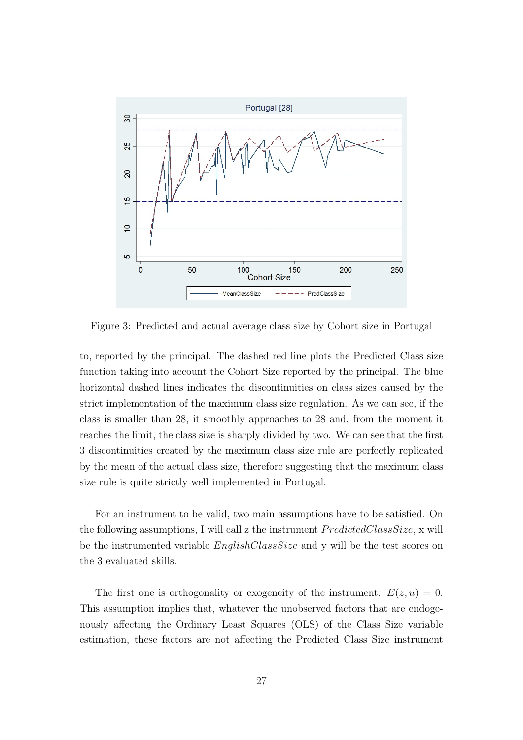Figure 3: Predicted and actual average class size by Cohort size in Portugal

to, reported by the principal. The dashed red line plots the Predicted Class size function taking into account the Cohort Size reported by the principal. The blue horizontal dashed lines indicates the discontinuities on class sizes caused by the strict implementation of the maximum class size regulation. As we can see, if the class is smaller than 28, it smoothly approaches to 28 and, from the moment it reaches the limit, the class size is sharply divided by two. We can see that the first 3 discontinuities created by the maximum class size rule are perfectly replicated by the mean of the actual class size, therefore suggesting that the maximum class size rule is quite strictly well implemented in Portugal.

For an instrument to be valid, two main assumptions have to be satisfied. On the following assumptions, I will call z the instrument $PredictedClassSize$, x will be the instrumented variable $EnglishClassSize$ and y will be the test scores on the 3 evaluated skills.

The first one is orthogonality or exogeneity of the instrument: $E(z, u) = 0$. This assumption implies that, whatever the unobserved factors that are endogenously affecting the Ordinary Least Squares (OLS) of the Class Size variable estimation, these factors are not affecting the Predicted Class Size instrument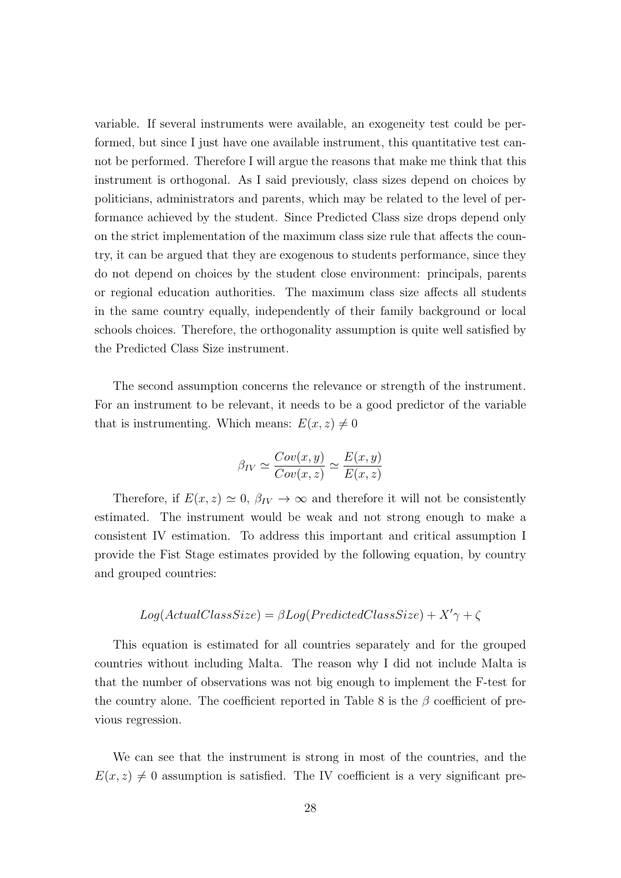variable. If several instruments were available, an exogeneity test could be performed, but since I just have one available instrument, this quantitative test cannot be performed. Therefore I will argue the reasons that make me think that this instrument is orthogonal. As I said previously, class sizes depend on choices by politicians, administrators and parents, which may be related to the level of performance achieved by the student. Since Predicted Class size drops depend only on the strict implementation of the maximum class size rule that affects the country, it can be argued that they are exogenous to students performance, since they do not depend on choices by the student close environment: principals, parents or regional education authorities. The maximum class size affects all students in the same country equally, independently of their family background or local schools choices. Therefore, the orthogonality assumption is quite well satisfied by the Predicted Class Size instrument.

The second assumption concerns the relevance or strength of the instrument. For an instrument to be relevant, it needs to be a good predictor of the variable that is instrumenting. Which means: $E(x, z) \neq 0$

$$\beta_{IV} \simeq \frac{Cov(x, y)}{Cov(x, z)} \simeq \frac{E(x, y)}{E(x, z)}$$

Therefore, if $E(x, z) \simeq 0$, $\beta_{IV} \rightarrow \infty$ and therefore it will not be consistently estimated. The instrument would be weak and not strong enough to make a consistent IV estimation. To address this important and critical assumption I provide the Fist Stage estimates provided by the following equation, by country and grouped countries:

$$Log(ActualClassSize) = \beta Log(PredictedClassSize) + X'\gamma + \zeta$$

This equation is estimated for all countries separately and for the grouped countries without including Malta. The reason why I did not include Malta is that the number of observations was not big enough to implement the F-test for the country alone. The coefficient reported in Table 8 is the $\beta$ coefficient of previous regression.

We can see that the instrument is strong in most of the countries, and the $E(x, z) \neq 0$ assumption is satisfied. The IV coefficient is a very significant pre-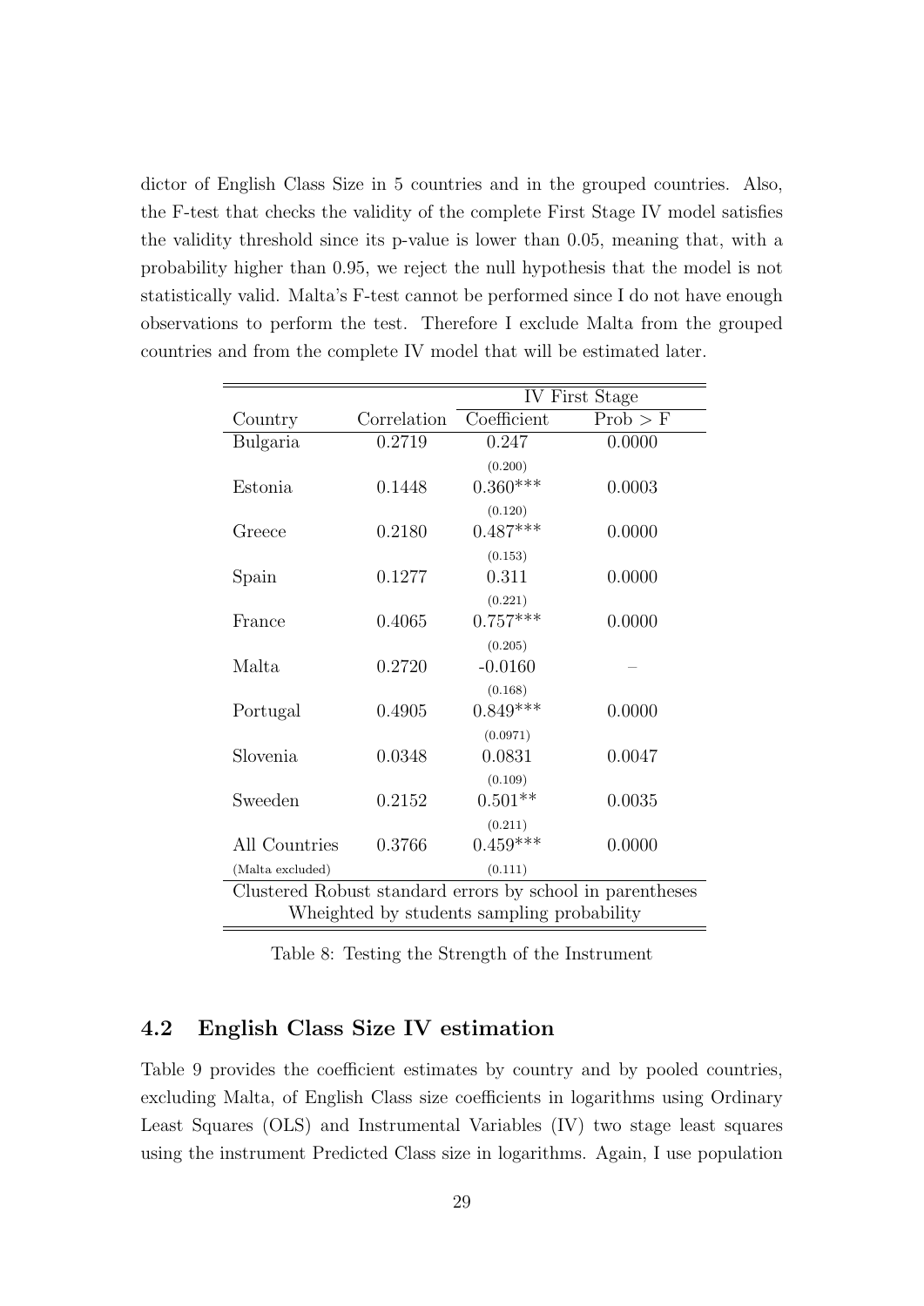dictor of English Class Size in 5 countries and in the grouped countries. Also, the F-test that checks the validity of the complete First Stage IV model satisfies the validity threshold since its p-value is lower than 0.05, meaning that, with a probability higher than 0.95, we reject the null hypothesis that the model is not statistically valid. Malta's F-test cannot be performed since I do not have enough observations to perform the test. Therefore I exclude Malta from the grouped countries and from the complete IV model that will be estimated later.

| | | IV First Stage | |
|---|---|---|---|
| Country | Correlation | Coefficient | Prob > F |
| Bulgaria | 0.2719 | 0.247 | 0.0000 |
| | | (0.200) | |
| Estonia | 0.1448 | 0.360*** | 0.0003 |
| | | (0.120) | |
| Greece | 0.2180 | 0.487*** | 0.0000 |
| | | (0.153) | |
| Spain | 0.1277 | 0.311 | 0.0000 |
| | | (0.221) | |
| France | 0.4065 | 0.757*** | 0.0000 |
| | | (0.205) | |
| Malta | 0.2720 | -0.0160 | – |
| | | (0.168) | |
| Portugal | 0.4905 | 0.849*** | 0.0000 |
| | | (0.0971) | |
| Slovenia | 0.0348 | 0.0831 | 0.0047 |
| | | (0.109) | |
| Sweeden | 0.2152 | 0.501** | 0.0035 |
| | | (0.211) | |
| All Countries | 0.3766 | 0.459*** | 0.0000 |
| (Malta excluded) | | (0.111) | |

Clustered Robust standard errors by school in parentheses
Wheighted by students sampling probability

Table 8: Testing the Strength of the Instrument

### 4.2 English Class Size IV estimation

Table 9 provides the coefficient estimates by country and by pooled countries, excluding Malta, of English Class size coefficients in logarithms using Ordinary Least Squares (OLS) and Instrumental Variables (IV) two stage least squares using the instrument Predicted Class size in logarithms. Again, I use population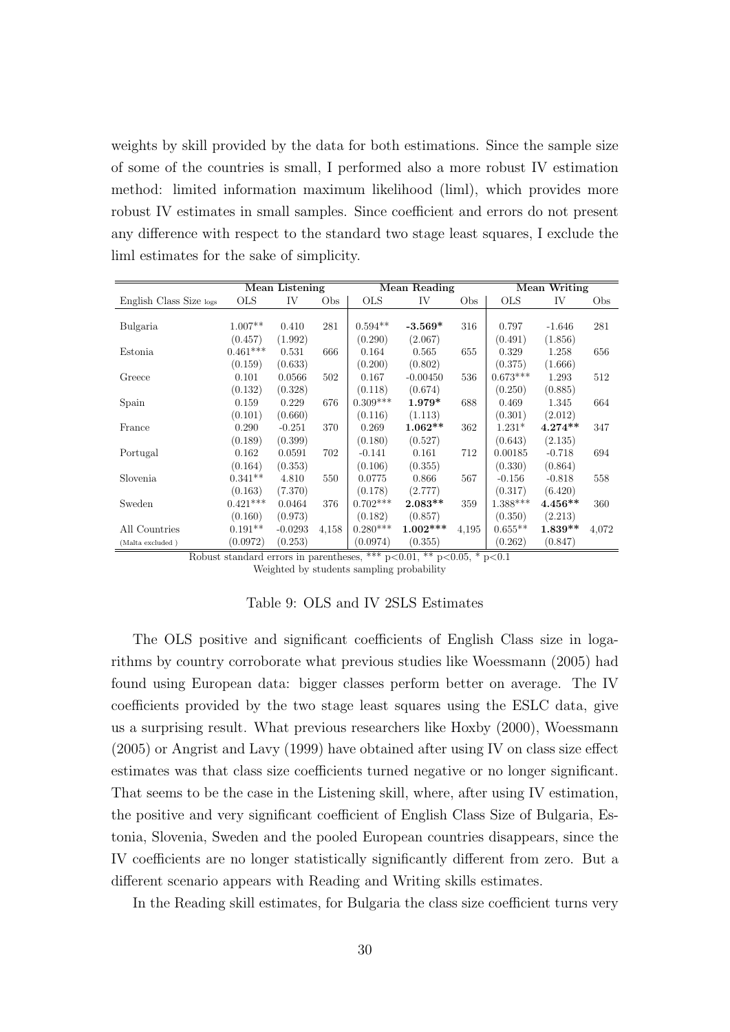weights by skill provided by the data for both estimations. Since the sample size of some of the countries is small, I performed also a more robust IV estimation method: limited information maximum likelihood (liml), which provides more robust IV estimates in small samples. Since coefficient and errors do not present any difference with respect to the standard two stage least squares, I exclude the liml estimates for the sake of simplicity.

| | **Mean Listening** | | | **Mean Reading** | | | **Mean Writing** | | |
|---|---|---|---|---|---|---|---|---|---|
| English Class Size logs | OLS | IV | Obs | OLS | IV | Obs | OLS | IV | Obs |
| Bulgaria | 1.007** | 0.410 | 281 | 0.594** | **-3.569*** | 316 | 0.797 | -1.646 | 281 |
| | (0.457) | (1.992) | | (0.290) | (2.067) | | (0.491) | (1.856) | |
| Estonia | 0.461*** | 0.531 | 666 | 0.164 | 0.565 | 655 | 0.329 | 1.258 | 656 |
| | (0.159) | (0.633) | | (0.200) | (0.802) | | (0.375) | (1.666) | |
| Greece | 0.101 | 0.0566 | 502 | 0.167 | -0.00450 | 536 | 0.673*** | 1.293 | 512 |
| | (0.132) | (0.328) | | (0.118) | (0.674) | | (0.250) | (0.885) | |
| Spain | 0.159 | 0.229 | 676 | 0.309*** | **1.979*** | 688 | 0.469 | 1.345 | 664 |
| | (0.101) | (0.660) | | (0.116) | (1.113) | | (0.301) | (2.012) | |
| France | 0.290 | -0.251 | 370 | 0.269 | **1.062**** | 362 | 1.231* | **4.274**** | 347 |
| | (0.189) | (0.399) | | (0.180) | (0.527) | | (0.643) | (2.135) | |
| Portugal | 0.162 | 0.0591 | 702 | -0.141 | 0.161 | 712 | 0.00185 | -0.718 | 694 |
| | (0.164) | (0.353) | | (0.106) | (0.355) | | (0.330) | (0.864) | |
| Slovenia | 0.341** | 4.810 | 550 | 0.0775 | 0.866 | 567 | -0.156 | -0.818 | 558 |
| | (0.163) | (7.370) | | (0.178) | (2.777) | | (0.317) | (6.420) | |
| Sweden | 0.421*** | 0.0464 | 376 | 0.702*** | **2.083**** | 359 | 1.388*** | **4.456**** | 360 |
| | (0.160) | (0.973) | | (0.182) | (0.857) | | (0.350) | (2.213) | |
| All Countries | 0.191** | -0.0293 | 4,158 | 0.280*** | **1.002***** | 4,195 | 0.655** | **1.839**** | 4,072 |
| (Malta excluded ) | (0.0972) | (0.253) | | (0.0974) | (0.355) | | (0.262) | (0.847) | |

Robust standard errors in parentheses, *** p<0.01, ** p<0.05, * p<0.1
Weighted by students sampling probability

Table 9: OLS and IV 2SLS Estimates

The OLS positive and significant coefficients of English Class size in logarithms by country corroborate what previous studies like Woessmann (2005) had found using European data: bigger classes perform better on average. The IV coefficients provided by the two stage least squares using the ESLC data, give us a surprising result. What previous researchers like Hoxby (2000), Woessmann (2005) or Angrist and Lavy (1999) have obtained after using IV on class size effect estimates was that class size coefficients turned negative or no longer significant. That seems to be the case in the Listening skill, where, after using IV estimation, the positive and very significant coefficient of English Class Size of Bulgaria, Estonia, Slovenia, Sweden and the pooled European countries disappears, since the IV coefficients are no longer statistically significantly different from zero. But a different scenario appears with Reading and Writing skills estimates.

In the Reading skill estimates, for Bulgaria the class size coefficient turns very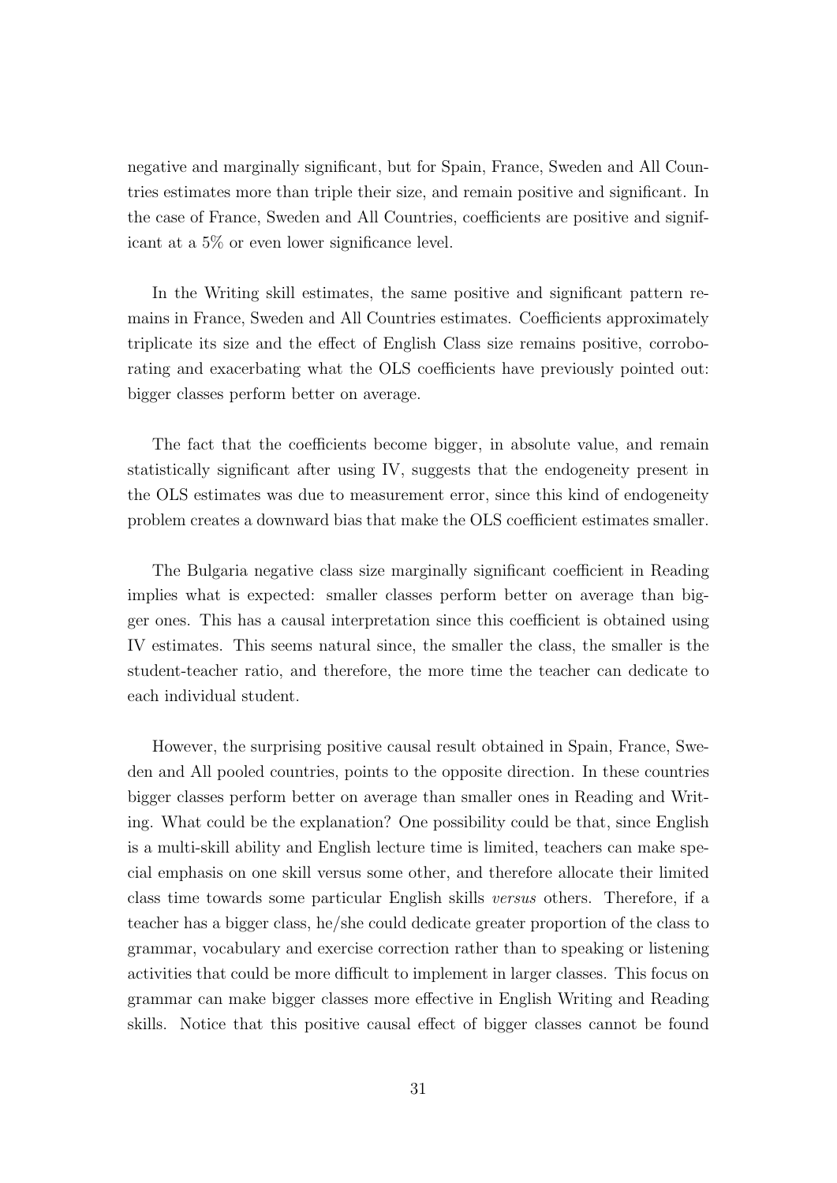negative and marginally significant, but for Spain, France, Sweden and All Countries estimates more than triple their size, and remain positive and significant. In the case of France, Sweden and All Countries, coefficients are positive and significant at a 5% or even lower significance level.

In the Writing skill estimates, the same positive and significant pattern remains in France, Sweden and All Countries estimates. Coefficients approximately triplicate its size and the effect of English Class size remains positive, corroborating and exacerbating what the OLS coefficients have previously pointed out: bigger classes perform better on average.

The fact that the coefficients become bigger, in absolute value, and remain statistically significant after using IV, suggests that the endogeneity present in the OLS estimates was due to measurement error, since this kind of endogeneity problem creates a downward bias that make the OLS coefficient estimates smaller.

The Bulgaria negative class size marginally significant coefficient in Reading implies what is expected: smaller classes perform better on average than bigger ones. This has a causal interpretation since this coefficient is obtained using IV estimates. This seems natural since, the smaller the class, the smaller is the student-teacher ratio, and therefore, the more time the teacher can dedicate to each individual student.

However, the surprising positive causal result obtained in Spain, France, Sweden and All pooled countries, points to the opposite direction. In these countries bigger classes perform better on average than smaller ones in Reading and Writing. What could be the explanation? One possibility could be that, since English is a multi-skill ability and English lecture time is limited, teachers can make special emphasis on one skill versus some other, and therefore allocate their limited class time towards some particular English skills *versus* others. Therefore, if a teacher has a bigger class, he/she could dedicate greater proportion of the class to grammar, vocabulary and exercise correction rather than to speaking or listening activities that could be more difficult to implement in larger classes. This focus on grammar can make bigger classes more effective in English Writing and Reading skills. Notice that this positive causal effect of bigger classes cannot be found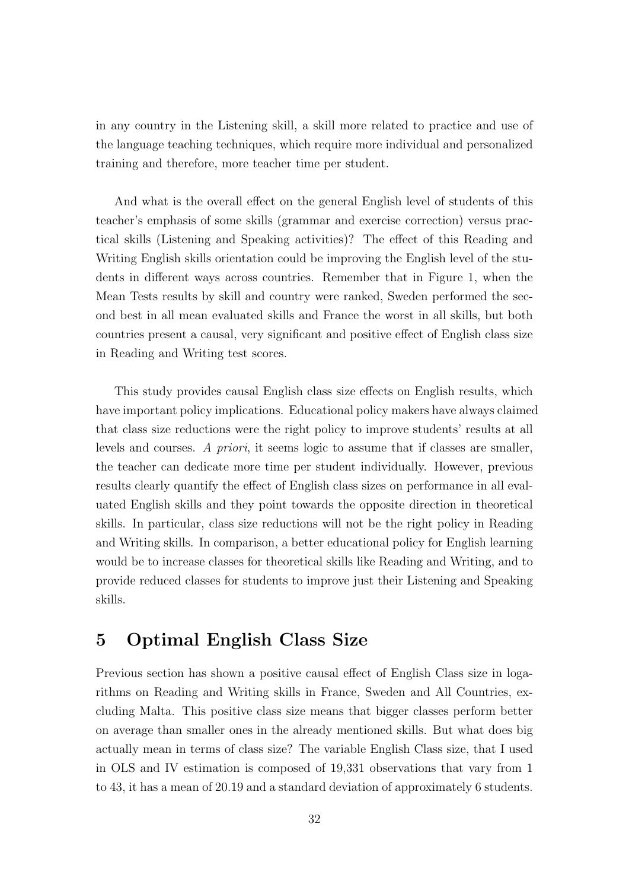in any country in the Listening skill, a skill more related to practice and use of the language teaching techniques, which require more individual and personalized training and therefore, more teacher time per student.

And what is the overall effect on the general English level of students of this teacher's emphasis of some skills (grammar and exercise correction) versus practical skills (Listening and Speaking activities)? The effect of this Reading and Writing English skills orientation could be improving the English level of the students in different ways across countries. Remember that in Figure 1, when the Mean Tests results by skill and country were ranked, Sweden performed the second best in all mean evaluated skills and France the worst in all skills, but both countries present a causal, very significant and positive effect of English class size in Reading and Writing test scores.

This study provides causal English class size effects on English results, which have important policy implications. Educational policy makers have always claimed that class size reductions were the right policy to improve students' results at all levels and courses. *A priori*, it seems logic to assume that if classes are smaller, the teacher can dedicate more time per student individually. However, previous results clearly quantify the effect of English class sizes on performance in all evaluated English skills and they point towards the opposite direction in theoretical skills. In particular, class size reductions will not be the right policy in Reading and Writing skills. In comparison, a better educational policy for English learning would be to increase classes for theoretical skills like Reading and Writing, and to provide reduced classes for students to improve just their Listening and Speaking skills.

# 5 Optimal English Class Size

Previous section has shown a positive causal effect of English Class size in logarithms on Reading and Writing skills in France, Sweden and All Countries, excluding Malta. This positive class size means that bigger classes perform better on average than smaller ones in the already mentioned skills. But what does big actually mean in terms of class size? The variable English Class size, that I used in OLS and IV estimation is composed of 19,331 observations that vary from 1 to 43, it has a mean of 20.19 and a standard deviation of approximately 6 students.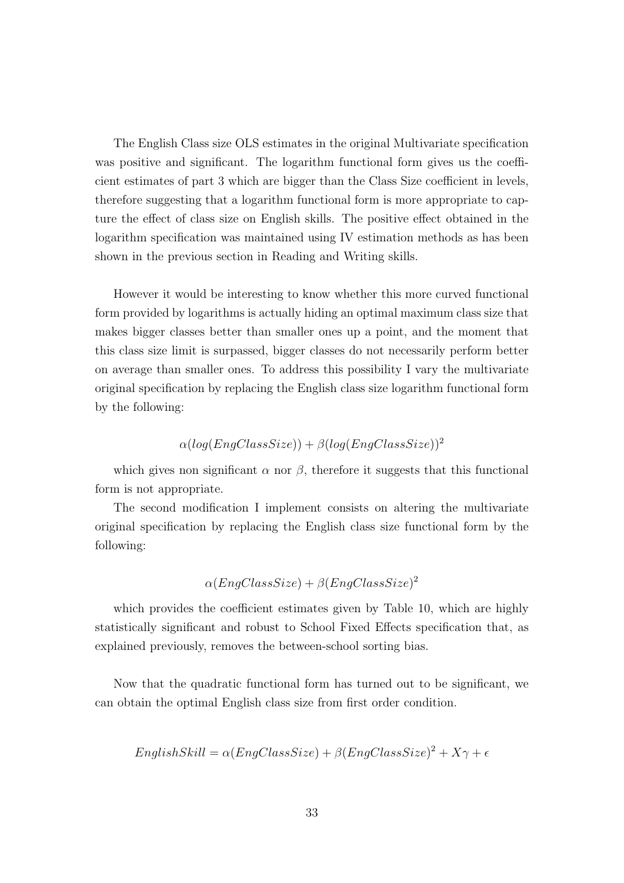The English Class size OLS estimates in the original Multivariate specification was positive and significant. The logarithm functional form gives us the coefficient estimates of part 3 which are bigger than the Class Size coefficient in levels, therefore suggesting that a logarithm functional form is more appropriate to capture the effect of class size on English skills. The positive effect obtained in the logarithm specification was maintained using IV estimation methods as has been shown in the previous section in Reading and Writing skills.

However it would be interesting to know whether this more curved functional form provided by logarithms is actually hiding an optimal maximum class size that makes bigger classes better than smaller ones up a point, and the moment that this class size limit is surpassed, bigger classes do not necessarily perform better on average than smaller ones. To address this possibility I vary the multivariate original specification by replacing the English class size logarithm functional form by the following:

$$\alpha(log(EngClassSize)) + \beta(log(EngClassSize))^2$$

which gives non significant $\alpha$ nor $\beta$, therefore it suggests that this functional form is not appropriate.

The second modification I implement consists on altering the multivariate original specification by replacing the English class size functional form by the following:

$$\alpha(EngClassSize) + \beta(EngClassSize)^2$$

which provides the coefficient estimates given by Table 10, which are highly statistically significant and robust to School Fixed Effects specification that, as explained previously, removes the between-school sorting bias.

Now that the quadratic functional form has turned out to be significant, we can obtain the optimal English class size from first order condition.

$$EnglishSkill = \alpha(EngClassSize) + \beta(EngClassSize)^2 + X\gamma + \epsilon$$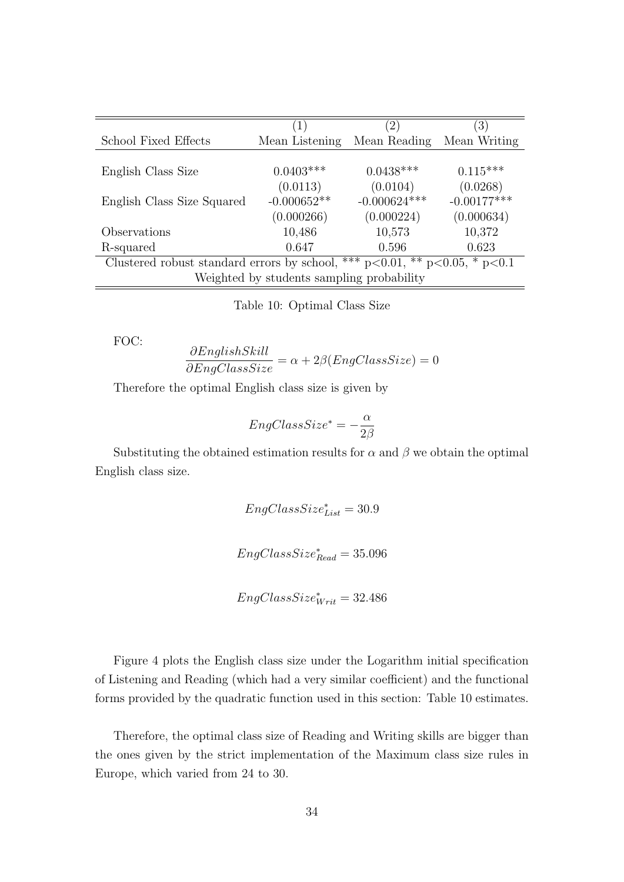| School Fixed Effects | (1) Mean Listening | (2) Mean Reading | (3) Mean Writing |
|---|---|---|---|
| English Class Size | 0.0403*** | 0.0438*** | 0.115*** |
| | (0.0113) | (0.0104) | (0.0268) |
| English Class Size Squared | -0.000652** | -0.000624*** | -0.00177*** |
| | (0.000266) | (0.000224) | (0.000634) |
| Observations | 10,486 | 10,573 | 10,372 |
| R-squared | 0.647 | 0.596 | 0.623 |
| Clustered robust standard errors by school, *** p<0.01, ** p<0.05, * p<0.1 | | | |
| Weighted by students sampling probability | | | |

Table 10: Optimal Class Size

FOC:

$$\frac{\partial EnglishSkill}{\partial EngClassSize} = \alpha + 2\beta(EngClassSize) = 0$$

Therefore the optimal English class size is given by

$$EngClassSize^{*} = -\frac{\alpha}{2\beta}$$

Substituting the obtained estimation results for $\alpha$ and $\beta$ we obtain the optimal English class size.

$$EngClassSize^{*}_{List} = 30.9$$

$$EngClassSize^{*}_{Read} = 35.096$$

$$EngClassSize^{*}_{Writ} = 32.486$$

Figure 4 plots the English class size under the Logarithm initial specification of Listening and Reading (which had a very similar coefficient) and the functional forms provided by the quadratic function used in this section: Table 10 estimates.

Therefore, the optimal class size of Reading and Writing skills are bigger than the ones given by the strict implementation of the Maximum class size rules in Europe, which varied from 24 to 30.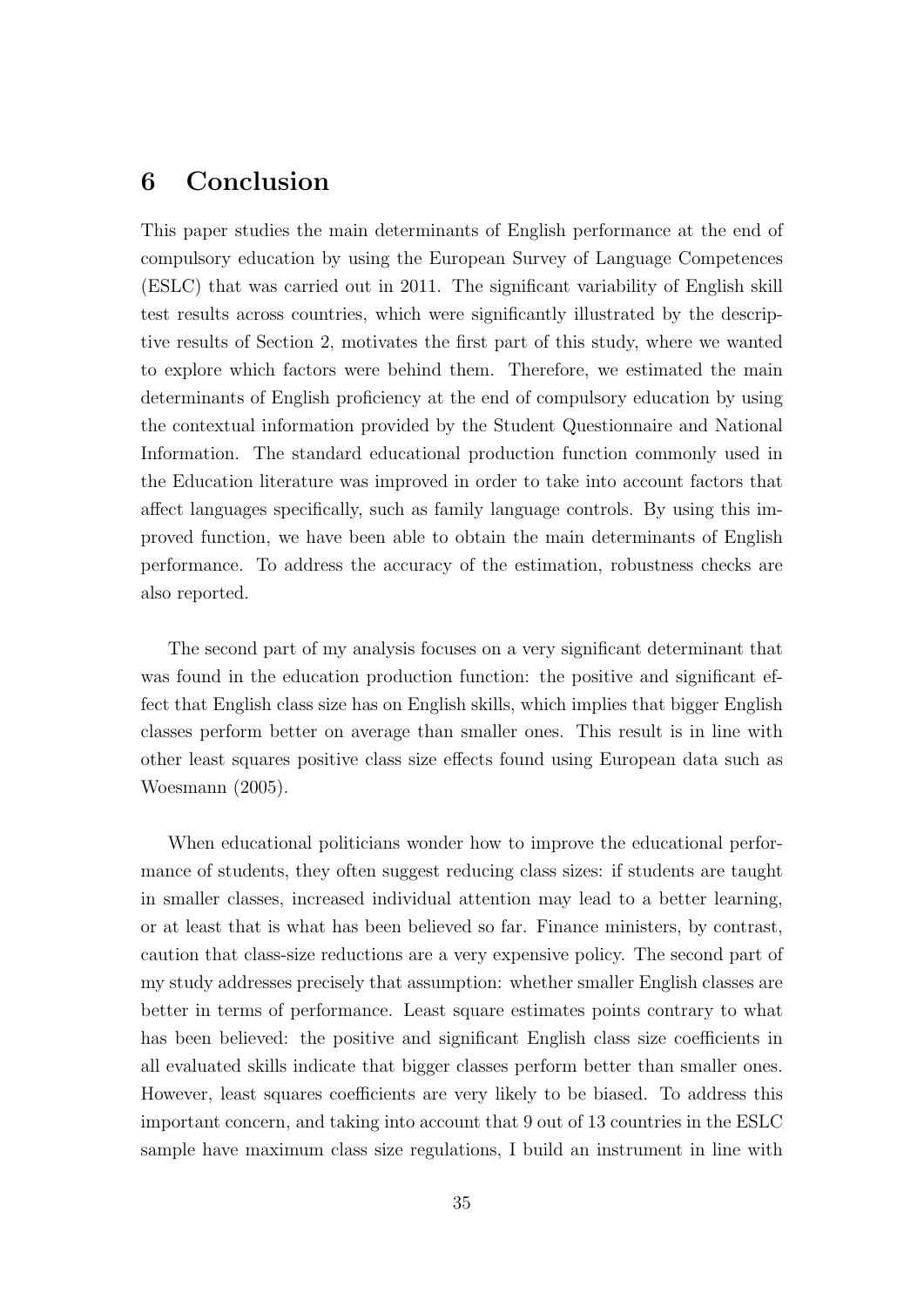# 6 Conclusion

This paper studies the main determinants of English performance at the end of compulsory education by using the European Survey of Language Competences (ESLC) that was carried out in 2011. The significant variability of English skill test results across countries, which were significantly illustrated by the descriptive results of Section 2, motivates the first part of this study, where we wanted to explore which factors were behind them. Therefore, we estimated the main determinants of English proficiency at the end of compulsory education by using the contextual information provided by the Student Questionnaire and National Information. The standard educational production function commonly used in the Education literature was improved in order to take into account factors that affect languages specifically, such as family language controls. By using this improved function, we have been able to obtain the main determinants of English performance. To address the accuracy of the estimation, robustness checks are also reported.

The second part of my analysis focuses on a very significant determinant that was found in the education production function: the positive and significant effect that English class size has on English skills, which implies that bigger English classes perform better on average than smaller ones. This result is in line with other least squares positive class size effects found using European data such as Woesmann (2005).

When educational politicians wonder how to improve the educational performance of students, they often suggest reducing class sizes: if students are taught in smaller classes, increased individual attention may lead to a better learning, or at least that is what has been believed so far. Finance ministers, by contrast, caution that class-size reductions are a very expensive policy. The second part of my study addresses precisely that assumption: whether smaller English classes are better in terms of performance. Least square estimates points contrary to what has been believed: the positive and significant English class size coefficients in all evaluated skills indicate that bigger classes perform better than smaller ones. However, least squares coefficients are very likely to be biased. To address this important concern, and taking into account that 9 out of 13 countries in the ESLC sample have maximum class size regulations, I build an instrument in line with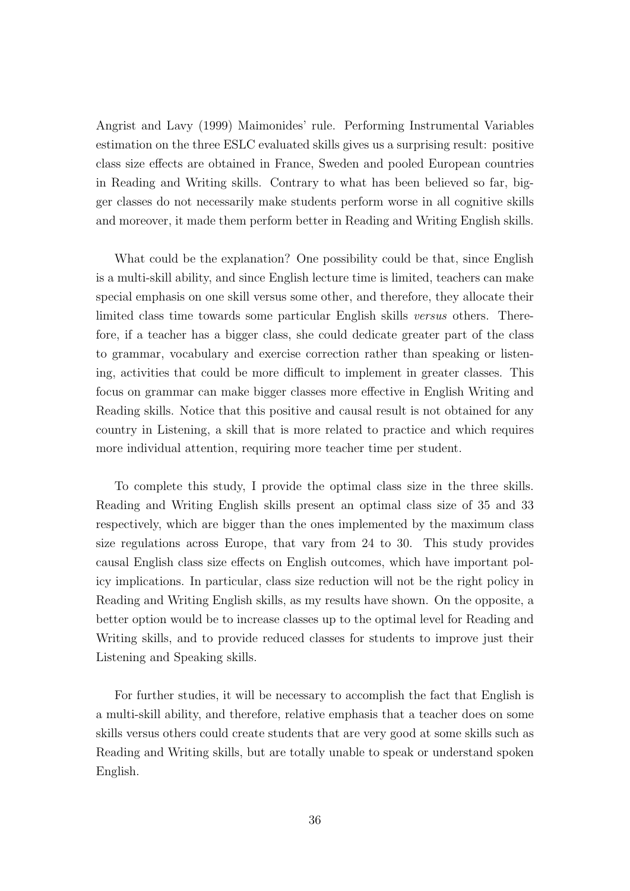Angrist and Lavy (1999) Maimonides' rule. Performing Instrumental Variables estimation on the three ESLC evaluated skills gives us a surprising result: positive class size effects are obtained in France, Sweden and pooled European countries in Reading and Writing skills. Contrary to what has been believed so far, bigger classes do not necessarily make students perform worse in all cognitive skills and moreover, it made them perform better in Reading and Writing English skills.

What could be the explanation? One possibility could be that, since English is a multi-skill ability, and since English lecture time is limited, teachers can make special emphasis on one skill versus some other, and therefore, they allocate their limited class time towards some particular English skills *versus* others. Therefore, if a teacher has a bigger class, she could dedicate greater part of the class to grammar, vocabulary and exercise correction rather than speaking or listening, activities that could be more difficult to implement in greater classes. This focus on grammar can make bigger classes more effective in English Writing and Reading skills. Notice that this positive and causal result is not obtained for any country in Listening, a skill that is more related to practice and which requires more individual attention, requiring more teacher time per student.

To complete this study, I provide the optimal class size in the three skills. Reading and Writing English skills present an optimal class size of 35 and 33 respectively, which are bigger than the ones implemented by the maximum class size regulations across Europe, that vary from 24 to 30. This study provides causal English class size effects on English outcomes, which have important policy implications. In particular, class size reduction will not be the right policy in Reading and Writing English skills, as my results have shown. On the opposite, a better option would be to increase classes up to the optimal level for Reading and Writing skills, and to provide reduced classes for students to improve just their Listening and Speaking skills.

For further studies, it will be necessary to accomplish the fact that English is a multi-skill ability, and therefore, relative emphasis that a teacher does on some skills versus others could create students that are very good at some skills such as Reading and Writing skills, but are totally unable to speak or understand spoken English.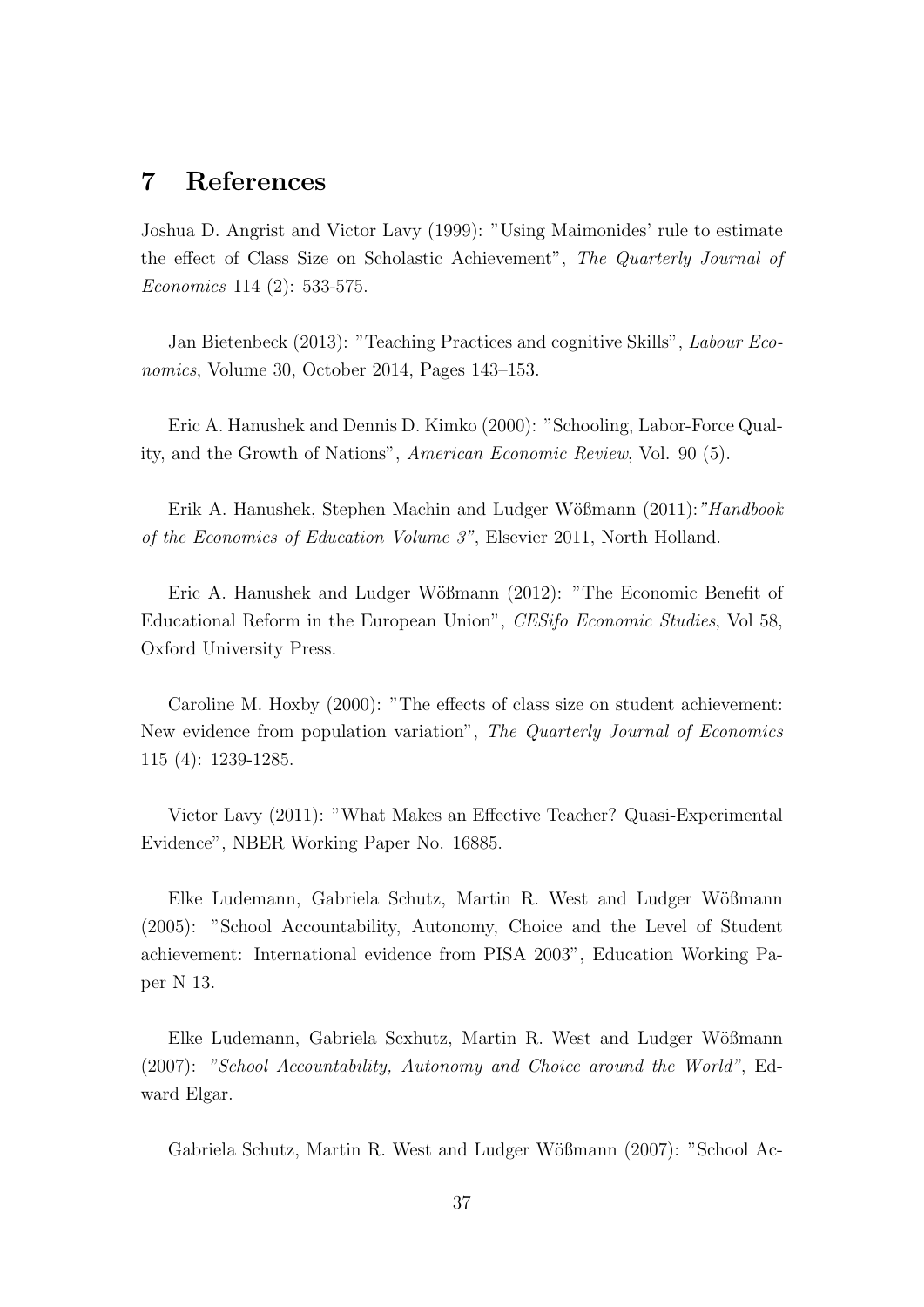## 7 References

Joshua D. Angrist and Victor Lavy (1999): "Using Maimonides' rule to estimate the effect of Class Size on Scholastic Achievement", *The Quarterly Journal of Economics* 114 (2): 533-575.

Jan Bietenbeck (2013): "Teaching Practices and cognitive Skills", *Labour Economics*, Volume 30, October 2014, Pages 143–153.

Eric A. Hanushek and Dennis D. Kimko (2000): "Schooling, Labor-Force Quality, and the Growth of Nations", *American Economic Review*, Vol. 90 (5).

Erik A. Hanushek, Stephen Machin and Ludger Wößmann (2011):*"Handbook of the Economics of Education Volume 3"*, Elsevier 2011, North Holland.

Eric A. Hanushek and Ludger Wößmann (2012): "The Economic Benefit of Educational Reform in the European Union", *CESifo Economic Studies*, Vol 58, Oxford University Press.

Caroline M. Hoxby (2000): "The effects of class size on student achievement: New evidence from population variation", *The Quarterly Journal of Economics* 115 (4): 1239-1285.

Victor Lavy (2011): "What Makes an Effective Teacher? Quasi-Experimental Evidence", NBER Working Paper No. 16885.

Elke Ludemann, Gabriela Schutz, Martin R. West and Ludger Wößmann (2005): "School Accountability, Autonomy, Choice and the Level of Student achievement: International evidence from PISA 2003", Education Working Paper N 13.

Elke Ludemann, Gabriela Scxhutz, Martin R. West and Ludger Wößmann (2007): *"School Accountability, Autonomy and Choice around the World"*, Edward Elgar.

Gabriela Schutz, Martin R. West and Ludger Wößmann (2007): "School Ac-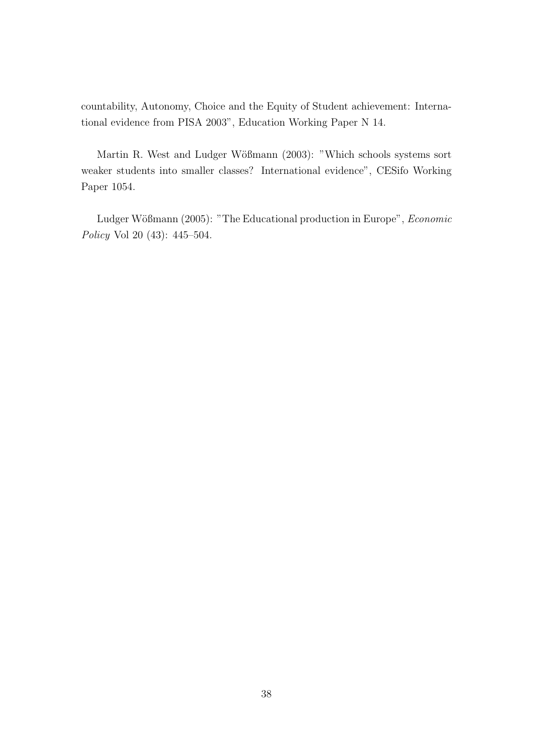countability, Autonomy, Choice and the Equity of Student achievement: International evidence from PISA 2003", Education Working Paper N 14.

Martin R. West and Ludger Wößmann (2003): "Which schools systems sort weaker students into smaller classes? International evidence", CESifo Working Paper 1054.

Ludger Wößmann (2005): "The Educational production in Europe", *Economic Policy* Vol 20 (43): 445–504.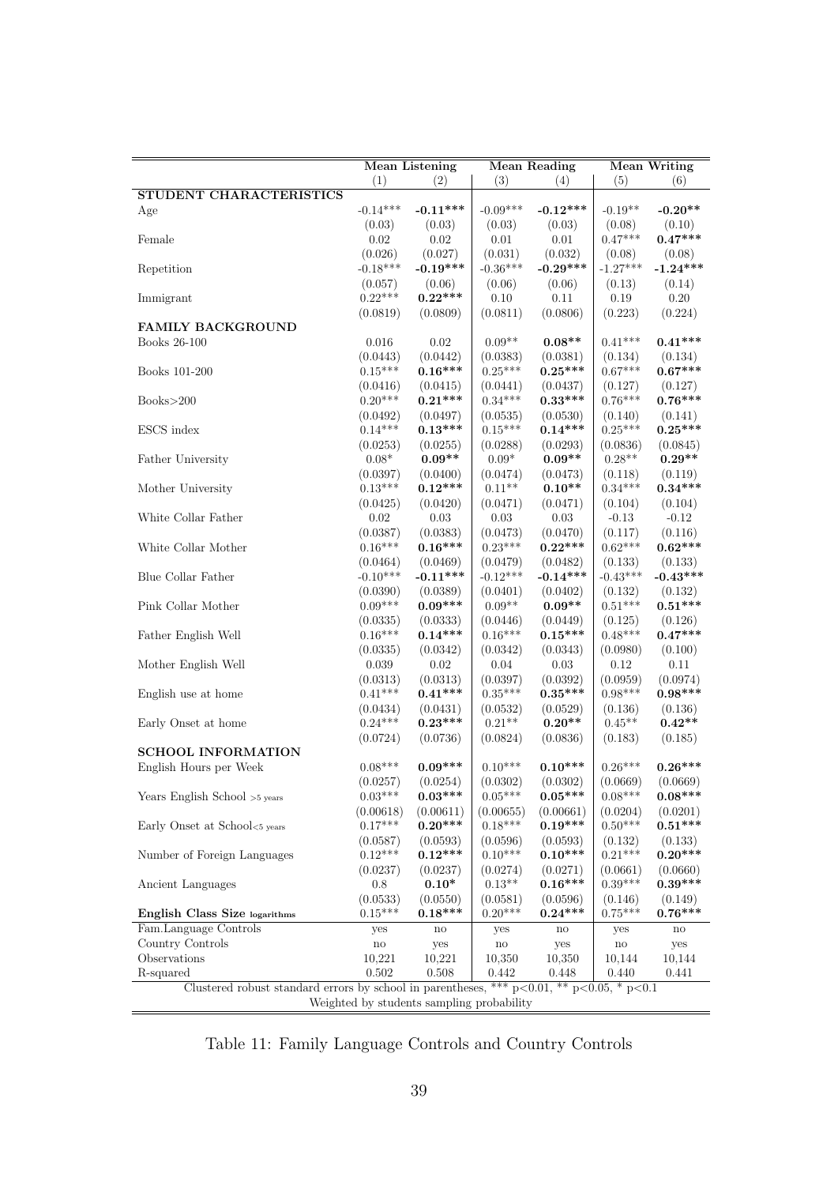| | Mean Listening | | Mean Reading | | Mean Writing | |
|---|---|---|---|---|---|---|
| | (1) | (2) | (3) | (4) | (5) | (6) |
| **STUDENT CHARACTERISTICS** | | | | | | |
| Age | -0.14*** | **-0.11*****| -0.09*** | **-0.12*****| -0.19** | **-0.20****|
| | (0.03) | (0.03) | (0.03) | (0.03) | (0.08) | (0.10) |
| Female | 0.02 | 0.02 | 0.01 | 0.01 | 0.47*** | **0.47*****|
| | (0.026) | (0.027) | (0.031) | (0.032) | (0.08) | (0.08) |
| Repetition | -0.18*** | **-0.19*****| -0.36*** | **-0.29*****| -1.27*** | **-1.24*****|
| | (0.057) | (0.06) | (0.06) | (0.06) | (0.13) | (0.14) |
| Immigrant | 0.22*** | **0.22*****| 0.10 | 0.11 | 0.19 | 0.20 |
| | (0.0819) | (0.0809) | (0.0811) | (0.0806) | (0.223) | (0.224) |
| **FAMILY BACKGROUND** | | | | | | |
| Books 26-100 | 0.016 | 0.02 | 0.09** | **0.08****| 0.41*** | **0.41*****|
| | (0.0443) | (0.0442) | (0.0383) | (0.0381) | (0.134) | (0.134) |
| Books 101-200 | 0.15*** | **0.16*****| 0.25*** | **0.25*****| 0.67*** | **0.67*****|
| | (0.0416) | (0.0415) | (0.0441) | (0.0437) | (0.127) | (0.127) |
| Books>200 | 0.20*** | **0.21*****| 0.34*** | **0.33*****| 0.76*** | **0.76*****|
| | (0.0492) | (0.0497) | (0.0535) | (0.0530) | (0.140) | (0.141) |
| ESCS index | 0.14*** | **0.13*****| 0.15*** | **0.14*****| 0.25*** | **0.25*****|
| | (0.0253) | (0.0255) | (0.0288) | (0.0293) | (0.0836) | (0.0845) |
| Father University | 0.08* | **0.09****| 0.09* | **0.09****| 0.28** | **0.29****|
| | (0.0397) | (0.0400) | (0.0474) | (0.0473) | (0.118) | (0.119) |
| Mother University | 0.13*** | **0.12*****| 0.11** | **0.10****| 0.34*** | **0.34*****|
| | (0.0425) | (0.0420) | (0.0471) | (0.0471) | (0.104) | (0.104) |
| White Collar Father | 0.02 | 0.03 | 0.03 | 0.03 | -0.13 | -0.12 |
| | (0.0387) | (0.0383) | (0.0473) | (0.0470) | (0.117) | (0.116) |
| White Collar Mother | 0.16*** | **0.16*****| 0.23*** | **0.22*****| 0.62*** | **0.62*****|
| | (0.0464) | (0.0469) | (0.0479) | (0.0482) | (0.133) | (0.133) |
| Blue Collar Father | -0.10*** | **-0.11*****| -0.12*** | **-0.14*****| -0.43*** | **-0.43*****|
| | (0.0390) | (0.0389) | (0.0401) | (0.0402) | (0.132) | (0.132) |
| Pink Collar Mother | 0.09*** | **0.09*****| 0.09** | **0.09****| 0.51*** | **0.51*****|
| | (0.0335) | (0.0333) | (0.0446) | (0.0449) | (0.125) | (0.126) |
| Father English Well | 0.16*** | **0.14*****| 0.16*** | **0.15*****| 0.48*** | **0.47*****|
| | (0.0335) | (0.0342) | (0.0342) | (0.0343) | (0.0980) | (0.100) |
| Mother English Well | 0.039 | 0.02 | 0.04 | 0.03 | 0.12 | 0.11 |
| | (0.0313) | (0.0313) | (0.0397) | (0.0392) | (0.0959) | (0.0974) |
| English use at home | 0.41*** | **0.41*****| 0.35*** | **0.35*****| 0.98*** | **0.98*****|
| | (0.0434) | (0.0431) | (0.0532) | (0.0529) | (0.136) | (0.136) |
| Early Onset at home | 0.24*** | **0.23*****| 0.21** | **0.20****| 0.45** | **0.42****|
| | (0.0724) | (0.0736) | (0.0824) | (0.0836) | (0.183) | (0.185) |
| **SCHOOL INFORMATION** | | | | | | |
| English Hours per Week | 0.08*** | **0.09*****| 0.10*** | **0.10*****| 0.26*** | **0.26*****|
| | (0.0257) | (0.0254) | (0.0302) | (0.0302) | (0.0669) | (0.0669) |
| Years English School >5 years | 0.03*** | **0.03*****| 0.05*** | **0.05*****| 0.08*** | **0.08*****|
| | (0.00618) | (0.00611) | (0.00655) | (0.00661) | (0.0204) | (0.0201) |
| Early Onset at School<5 years | 0.17*** | **0.20*****| 0.18*** | **0.19*****| 0.50*** | **0.51*****|
| | (0.0587) | (0.0593) | (0.0596) | (0.0593) | (0.132) | (0.133) |
| Number of Foreign Languages | 0.12*** | **0.12*****| 0.10*** | **0.10*****| 0.21*** | **0.20*****|
| | (0.0237) | (0.0237) | (0.0274) | (0.0271) | (0.0661) | (0.0660) |
| Ancient Languages | 0.8 | **0.10***| 0.13** | **0.16*****| 0.39*** | **0.39*****|
| | (0.0533) | (0.0550) | (0.0581) | (0.0596) | (0.146) | (0.149) |
| **English Class Size logarithms** | 0.15*** | **0.18*****| 0.20*** | **0.24*****| 0.75*** | **0.76*****|
| Fam.Language Controls | yes | no | yes | no | yes | no |
| Country Controls | no | yes | no | yes | no | yes |
| Observations | 10,221 | 10,221 | 10,350 | 10,350 | 10,144 | 10,144 |
| R-squared | 0.502 | 0.508 | 0.442 | 0.448 | 0.440 | 0.441 |

Clustered robust standard errors by school in parentheses, *** p<0.01, ** p<0.05, * p<0.1
Weighted by students sampling probability

Table 11: Family Language Controls and Country Controls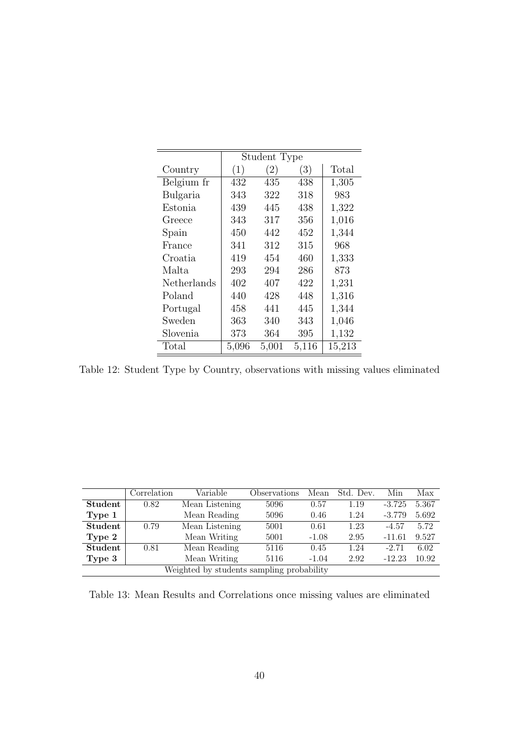| | Student Type | | | |
|---|---|---|---|---|
| Country | (1) | (2) | (3) | Total |
| Belgium fr | 432 | 435 | 438 | 1,305 |
| Bulgaria | 343 | 322 | 318 | 983 |
| Estonia | 439 | 445 | 438 | 1,322 |
| Greece | 343 | 317 | 356 | 1,016 |
| Spain | 450 | 442 | 452 | 1,344 |
| France | 341 | 312 | 315 | 968 |
| Croatia | 419 | 454 | 460 | 1,333 |
| Malta | 293 | 294 | 286 | 873 |
| Netherlands | 402 | 407 | 422 | 1,231 |
| Poland | 440 | 428 | 448 | 1,316 |
| Portugal | 458 | 441 | 445 | 1,344 |
| Sweden | 363 | 340 | 343 | 1,046 |
| Slovenia | 373 | 364 | 395 | 1,132 |
| Total | 5,096 | 5,001 | 5,116 | 15,213 |

Table 12: Student Type by Country, observations with missing values eliminated

| | Correlation | Variable | Observations | Mean | Std. Dev. | Min | Max |
|---|---|---|---|---|---|---|---|
| **Student** | 0.82 | Mean Listening | 5096 | 0.57 | 1.19 | -3.725 | 5.367 |
| **Type 1** | | Mean Reading | 5096 | 0.46 | 1.24 | -3.779 | 5.692 |
| **Student** | 0.79 | Mean Listening | 5001 | 0.61 | 1.23 | -4.57 | 5.72 |
| **Type 2** | | Mean Writing | 5001 | -1.08 | 2.95 | -11.61 | 9.527 |
| **Student** | 0.81 | Mean Reading | 5116 | 0.45 | 1.24 | -2.71 | 6.02 |
| **Type 3** | | Mean Writing | 5116 | -1.04 | 2.92 | -12.23 | 10.92 |
| Weighted by students sampling probability | | | | | | | |

Table 13: Mean Results and Correlations once missing values are eliminated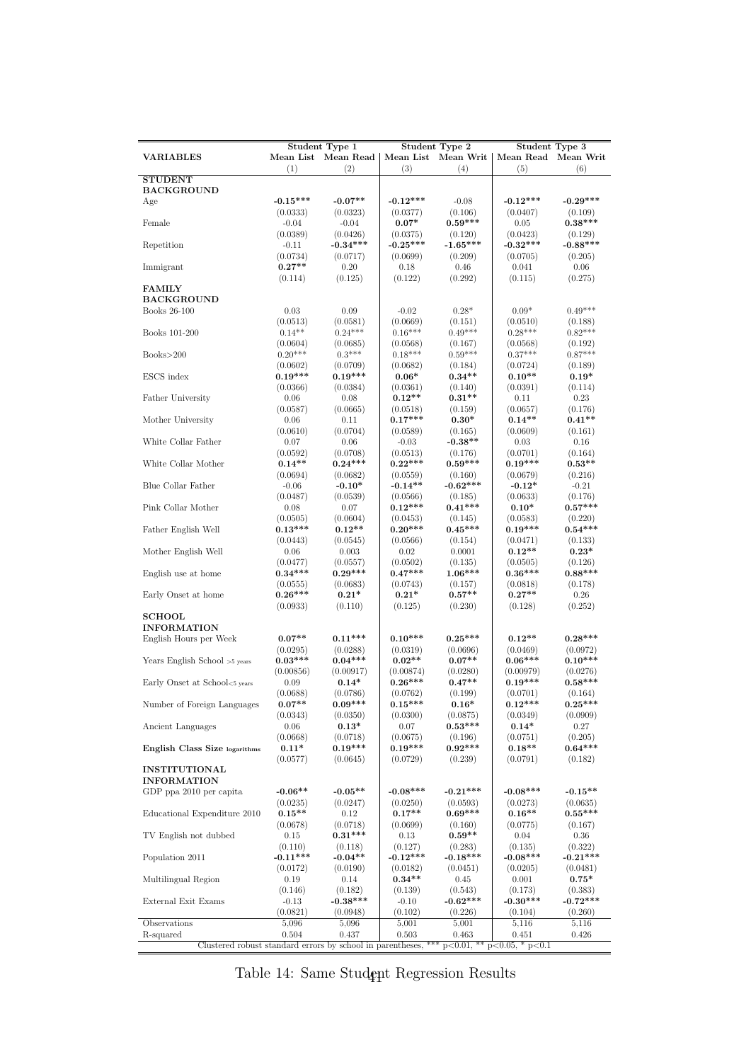| VARIABLES | Student Type 1 | | Student Type 2 | | Student Type 3 | |
|---|---|---|---|---|---|---|
| | Mean List | Mean Read | Mean List | Mean Writ | Mean Read | Mean Writ |
| | (1) | (2) | (3) | (4) | (5) | (6) |
| **STUDENT BACKGROUND** | | | | | | |
| Age | **-0.15*****| **-0.07**** | **-0.12*****| -0.08 | **-0.12*****| **-0.29*****|
| | (0.0333) | (0.0323) | (0.0377) | (0.106) | (0.0407) | (0.109) |
| Female | -0.04 | -0.04 | **0.07*** | **0.59***** | 0.05 | **0.38***** |
| | (0.0389) | (0.0426) | (0.0375) | (0.120) | (0.0423) | (0.129) |
| Repetition | -0.11 | **-0.34***** | **-0.25***** | **-1.65***** | **-0.32***** | **-0.88***** |
| | (0.0734) | (0.0717) | (0.0699) | (0.209) | (0.0705) | (0.205) |
| Immigrant | **0.27**** | 0.20 | 0.18 | 0.46 | 0.041 | 0.06 |
| | (0.114) | (0.125) | (0.122) | (0.292) | (0.115) | (0.275) |
| **FAMILY BACKGROUND** | | | | | | |
| Books 26-100 | 0.03 | 0.09 | -0.02 | 0.28* | 0.09* | 0.49*** |
| | (0.0513) | (0.0581) | (0.0669) | (0.151) | (0.0510) | (0.188) |
| Books 101-200 | 0.14** | 0.24*** | 0.16*** | 0.49*** | 0.28*** | 0.82*** |
| | (0.0604) | (0.0685) | (0.0568) | (0.167) | (0.0568) | (0.192) |
| Books>200 | 0.20*** | 0.3*** | 0.18*** | 0.59*** | 0.37*** | 0.87*** |
| | (0.0602) | (0.0709) | (0.0682) | (0.184) | (0.0724) | (0.189) |
| ESCS index | **0.19***** | **0.19***** | **0.06*** | **0.34**** | **0.10**** | **0.19*** |
| | (0.0366) | (0.0384) | (0.0361) | (0.140) | (0.0391) | (0.114) |
| Father University | 0.06 | 0.08 | **0.12**** | **0.31**** | 0.11 | 0.23 |
| | (0.0587) | (0.0665) | (0.0518) | (0.159) | (0.0657) | (0.176) |
| Mother University | 0.06 | 0.11 | **0.17***** | **0.30*** | **0.14**** | **0.41**** |
| | (0.0610) | (0.0704) | (0.0589) | (0.165) | (0.0609) | (0.161) |
| White Collar Father | 0.07 | 0.06 | -0.03 | **-0.38**** | 0.03 | 0.16 |
| | (0.0592) | (0.0708) | (0.0513) | (0.176) | (0.0701) | (0.164) |
| White Collar Mother | **0.14**** | **0.24***** | **0.22***** | **0.59***** | **0.19***** | **0.53**** |
| | (0.0694) | (0.0682) | (0.0559) | (0.160) | (0.0679) | (0.216) |
| Blue Collar Father | -0.06 | **-0.10*** | **-0.14**** | **-0.62***** | **-0.12*** | -0.21 |
| | (0.0487) | (0.0539) | (0.0566) | (0.185) | (0.0633) | (0.176) |
| Pink Collar Mother | 0.08 | 0.07 | **0.12***** | **0.41***** | **0.10*** | **0.57***** |
| | (0.0505) | (0.0604) | (0.0453) | (0.145) | (0.0583) | (0.220) |
| Father English Well | **0.13***** | **0.12**** | **0.20***** | **0.45***** | **0.19***** | **0.54***** |
| | (0.0443) | (0.0545) | (0.0566) | (0.154) | (0.0471) | (0.133) |
| Mother English Well | 0.06 | 0.003 | 0.02 | 0.0001 | **0.12**** | **0.23*** |
| | (0.0477) | (0.0557) | (0.0502) | (0.135) | (0.0505) | (0.126) |
| English use at home | **0.34***** | **0.29***** | **0.47***** | **1.06***** | **0.36***** | **0.88***** |
| | (0.0555) | (0.0683) | (0.0743) | (0.157) | (0.0818) | (0.178) |
| Early Onset at home | **0.26***** | **0.21*** | **0.21*** | **0.57**** | **0.27**** | 0.26 |
| | (0.0933) | (0.110) | (0.125) | (0.230) | (0.128) | (0.252) |
| **SCHOOL INFORMATION** | | | | | | |
| English Hours per Week | **0.07**** | **0.11***** | **0.10***** | **0.25***** | **0.12**** | **0.28***** |
| | (0.0295) | (0.0288) | (0.0319) | (0.0696) | (0.0469) | (0.0972) |
| Years English School >5 years | **0.03***** | **0.04***** | **0.02**** | **0.07**** | **0.06***** | **0.10***** |
| | (0.00856) | (0.00917) | (0.00874) | (0.0280) | (0.00979) | (0.0276) |
| Early Onset at School<5 years | 0.09 | **0.14*** | **0.26***** | **0.47**** | **0.19***** | **0.58***** |
| | (0.0688) | (0.0786) | (0.0762) | (0.199) | (0.0701) | (0.164) |
| Number of Foreign Languages | **0.07**** | **0.09***** | **0.15***** | **0.16*** | **0.12***** | **0.25***** |
| | (0.0343) | (0.0350) | (0.0300) | (0.0875) | (0.0349) | (0.0909) |
| Ancient Languages | 0.06 | **0.13*** | 0.07 | **0.53***** | **0.14*** | 0.27 |
| | (0.0668) | (0.0718) | (0.0675) | (0.196) | (0.0751) | (0.205) |
| **English Class Size logarithms** | **0.11*** | **0.19***** | **0.19***** | **0.92***** | **0.18**** | **0.64***** |
| | (0.0577) | (0.0645) | (0.0729) | (0.239) | (0.0791) | (0.182) |
| **INSTITUTIONAL INFORMATION** | | | | | | |
| GDP ppa 2010 per capita | **-0.06**** | **-0.05**** | **-0.08***** | **-0.21***** | **-0.08***** | **-0.15**** |
| | (0.0235) | (0.0247) | (0.0250) | (0.0593) | (0.0273) | (0.0635) |
| Educational Expenditure 2010 | **0.15**** | 0.12 | **0.17**** | **0.69***** | **0.16**** | **0.55***** |
| | (0.0678) | (0.0718) | (0.0699) | (0.160) | (0.0775) | (0.167) |
| TV English not dubbed | 0.15 | **0.31***** | 0.13 | **0.59**** | 0.04 | 0.36 |
| | (0.110) | (0.118) | (0.127) | (0.283) | (0.135) | (0.322) |
| Population 2011 | **-0.11***** | **-0.04**** | **-0.12***** | **-0.18***** | **-0.08***** | **-0.21***** |
| | (0.0172) | (0.0190) | (0.0182) | (0.0451) | (0.0205) | (0.0481) |
| Multilingual Region | 0.19 | 0.14 | **0.34**** | 0.45 | 0.001 | **0.75*** |
| | (0.146) | (0.182) | (0.139) | (0.543) | (0.173) | (0.383) |
| External Exit Exams | -0.13 | **-0.38***** | -0.10 | **-0.62***** | **-0.30***** | **-0.72***** |
| | (0.0821) | (0.0948) | (0.102) | (0.226) | (0.104) | (0.260) |
| Observations | 5,096 | 5,096 | 5,001 | 5,001 | 5,116 | 5,116 |
| R-squared | 0.504 | 0.437 | 0.503 | 0.463 | 0.451 | 0.426 |

Clustered robust standard errors by school in parentheses, *** p<0.01, ** p<0.05, * p<0.1

Table 14: Same Student Regression Results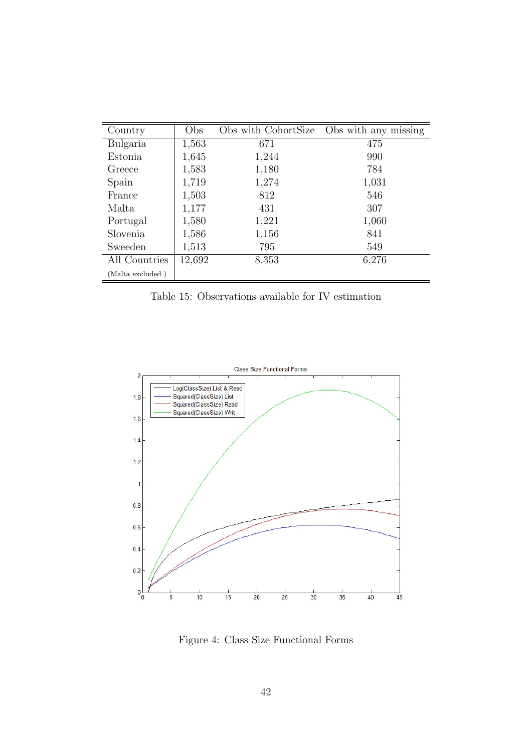| Country | Obs | Obs with CohortSize | Obs with any missing |
|---|---|---|---|
| Bulgaria | 1,563 | 671 | 475 |
| Estonia | 1,645 | 1,244 | 990 |
| Greece | 1,583 | 1,180 | 784 |
| Spain | 1,719 | 1,274 | 1,031 |
| France | 1,503 | 812 | 546 |
| Malta | 1,177 | 431 | 307 |
| Portugal | 1,580 | 1,221 | 1,060 |
| Slovenia | 1,586 | 1,156 | 841 |
| Sweeden | 1,513 | 795 | 549 |
| All Countries (Malta excluded ) | 12,692 | 8,353 | 6,276 |

Table 15: Observations available for IV estimation

Figure 4: Class Size Functional Forms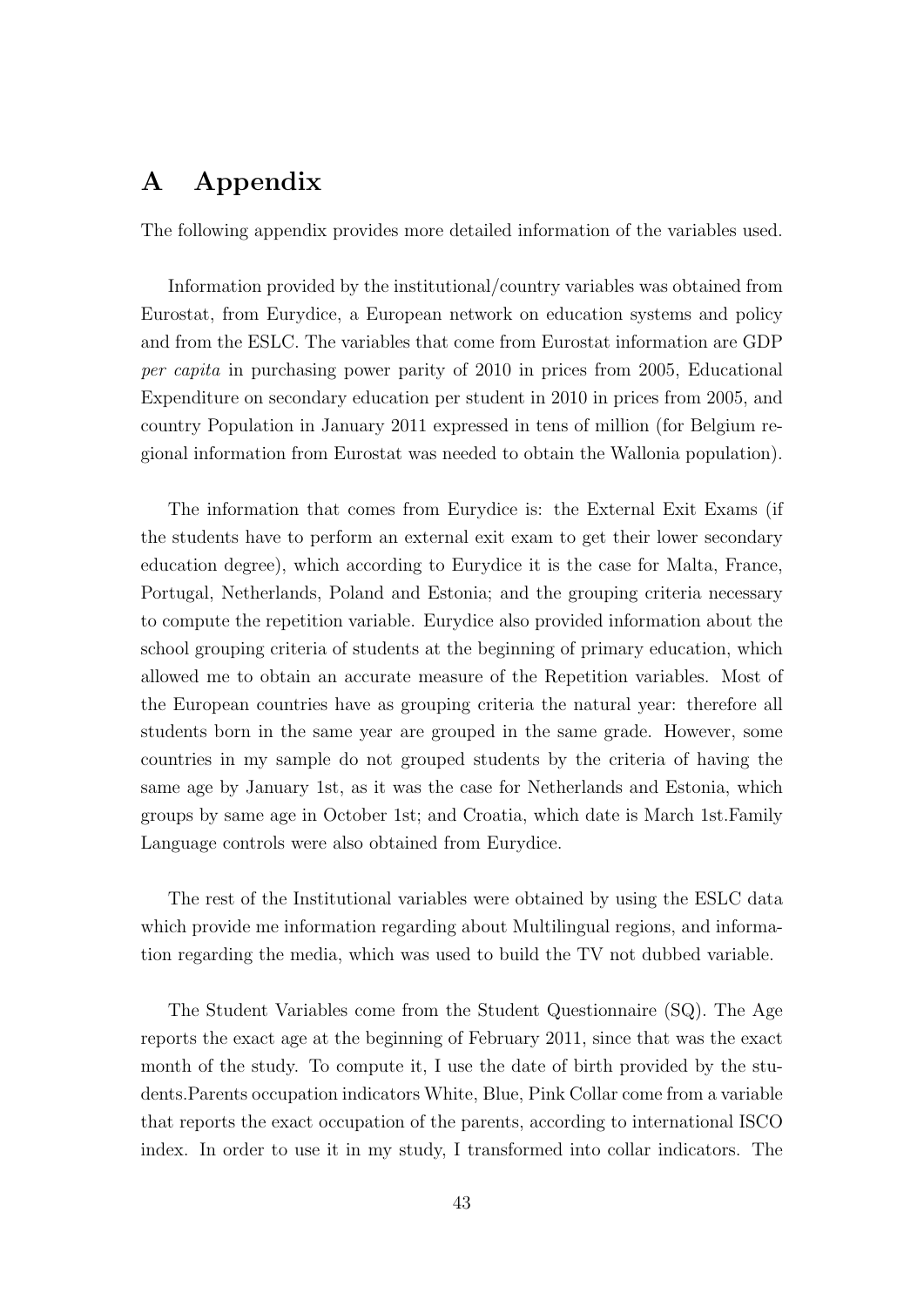# A Appendix

The following appendix provides more detailed information of the variables used.

Information provided by the institutional/country variables was obtained from Eurostat, from Eurydice, a European network on education systems and policy and from the ESLC. The variables that come from Eurostat information are GDP *per capita* in purchasing power parity of 2010 in prices from 2005, Educational Expenditure on secondary education per student in 2010 in prices from 2005, and country Population in January 2011 expressed in tens of million (for Belgium regional information from Eurostat was needed to obtain the Wallonia population).

The information that comes from Eurydice is: the External Exit Exams (if the students have to perform an external exit exam to get their lower secondary education degree), which according to Eurydice it is the case for Malta, France, Portugal, Netherlands, Poland and Estonia; and the grouping criteria necessary to compute the repetition variable. Eurydice also provided information about the school grouping criteria of students at the beginning of primary education, which allowed me to obtain an accurate measure of the Repetition variables. Most of the European countries have as grouping criteria the natural year: therefore all students born in the same year are grouped in the same grade. However, some countries in my sample do not grouped students by the criteria of having the same age by January 1st, as it was the case for Netherlands and Estonia, which groups by same age in October 1st; and Croatia, which date is March 1st.Family Language controls were also obtained from Eurydice.

The rest of the Institutional variables were obtained by using the ESLC data which provide me information regarding about Multilingual regions, and information regarding the media, which was used to build the TV not dubbed variable.

The Student Variables come from the Student Questionnaire (SQ). The Age reports the exact age at the beginning of February 2011, since that was the exact month of the study. To compute it, I use the date of birth provided by the students.Parents occupation indicators White, Blue, Pink Collar come from a variable that reports the exact occupation of the parents, according to international ISCO index. In order to use it in my study, I transformed into collar indicators. The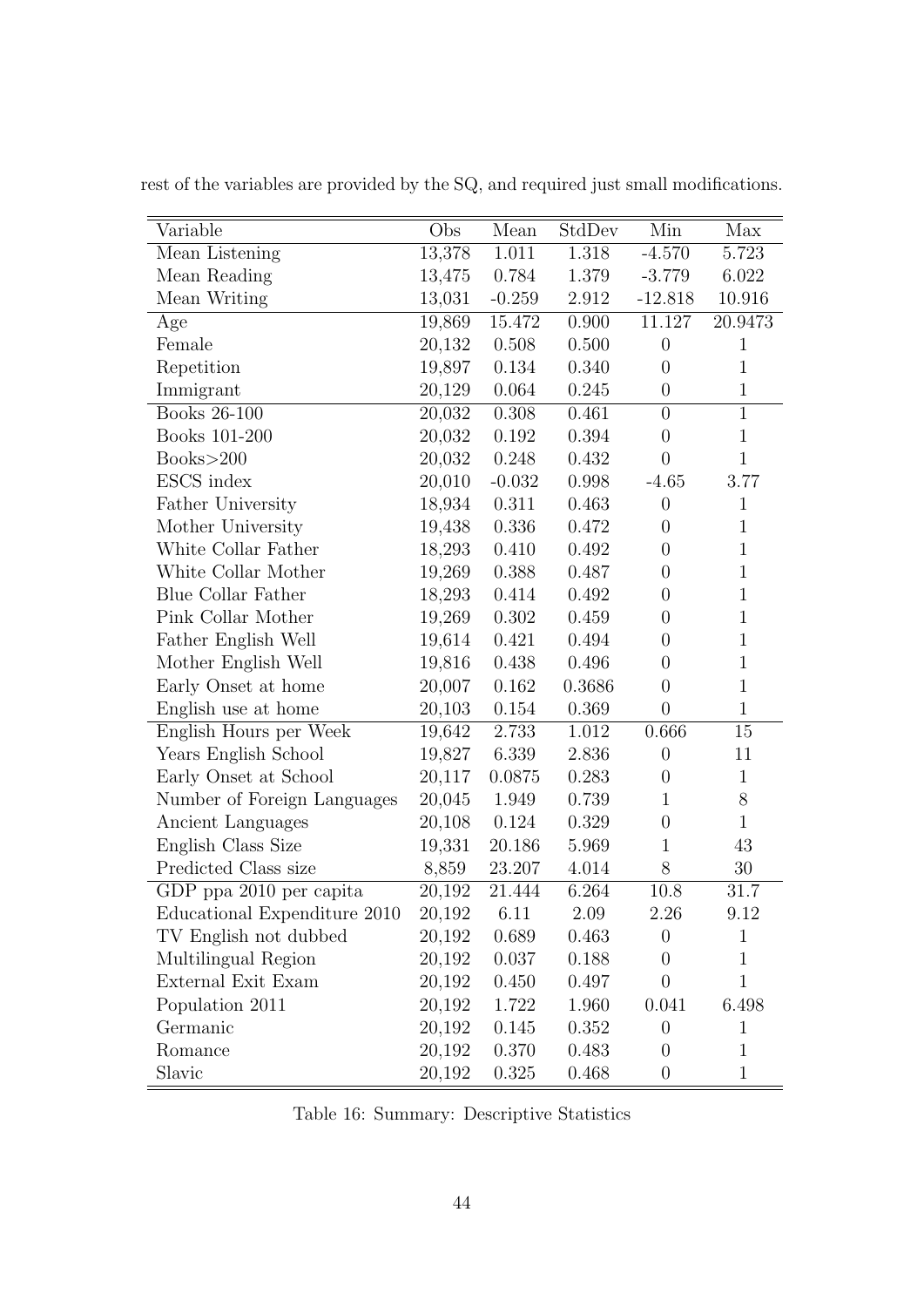rest of the variables are provided by the SQ, and required just small modifications.

| Variable | Obs | Mean | StdDev | Min | Max |
|---|---|---|---|---|---|
| Mean Listening | 13,378 | 1.011 | 1.318 | -4.570 | 5.723 |
| Mean Reading | 13,475 | 0.784 | 1.379 | -3.779 | 6.022 |
| Mean Writing | 13,031 | -0.259 | 2.912 | -12.818 | 10.916 |
| Age | 19,869 | 15.472 | 0.900 | 11.127 | 20.9473 |
| Female | 20,132 | 0.508 | 0.500 | 0 | 1 |
| Repetition | 19,897 | 0.134 | 0.340 | 0 | 1 |
| Immigrant | 20,129 | 0.064 | 0.245 | 0 | 1 |
| Books 26-100 | 20,032 | 0.308 | 0.461 | 0 | 1 |
| Books 101-200 | 20,032 | 0.192 | 0.394 | 0 | 1 |
| Books>200 | 20,032 | 0.248 | 0.432 | 0 | 1 |
| ESCS index | 20,010 | -0.032 | 0.998 | -4.65 | 3.77 |
| Father University | 18,934 | 0.311 | 0.463 | 0 | 1 |
| Mother University | 19,438 | 0.336 | 0.472 | 0 | 1 |
| White Collar Father | 18,293 | 0.410 | 0.492 | 0 | 1 |
| White Collar Mother | 19,269 | 0.388 | 0.487 | 0 | 1 |
| Blue Collar Father | 18,293 | 0.414 | 0.492 | 0 | 1 |
| Pink Collar Mother | 19,269 | 0.302 | 0.459 | 0 | 1 |
| Father English Well | 19,614 | 0.421 | 0.494 | 0 | 1 |
| Mother English Well | 19,816 | 0.438 | 0.496 | 0 | 1 |
| Early Onset at home | 20,007 | 0.162 | 0.3686 | 0 | 1 |
| English use at home | 20,103 | 0.154 | 0.369 | 0 | 1 |
| English Hours per Week | 19,642 | 2.733 | 1.012 | 0.666 | 15 |
| Years English School | 19,827 | 6.339 | 2.836 | 0 | 11 |
| Early Onset at School | 20,117 | 0.0875 | 0.283 | 0 | 1 |
| Number of Foreign Languages | 20,045 | 1.949 | 0.739 | 1 | 8 |
| Ancient Languages | 20,108 | 0.124 | 0.329 | 0 | 1 |
| English Class Size | 19,331 | 20.186 | 5.969 | 1 | 43 |
| Predicted Class size | 8,859 | 23.207 | 4.014 | 8 | 30 |
| GDP ppa 2010 per capita | 20,192 | 21.444 | 6.264 | 10.8 | 31.7 |
| Educational Expenditure 2010 | 20,192 | 6.11 | 2.09 | 2.26 | 9.12 |
| TV English not dubbed | 20,192 | 0.689 | 0.463 | 0 | 1 |
| Multilingual Region | 20,192 | 0.037 | 0.188 | 0 | 1 |
| External Exit Exam | 20,192 | 0.450 | 0.497 | 0 | 1 |
| Population 2011 | 20,192 | 1.722 | 1.960 | 0.041 | 6.498 |
| Germanic | 20,192 | 0.145 | 0.352 | 0 | 1 |
| Romance | 20,192 | 0.370 | 0.483 | 0 | 1 |
| Slavic | 20,192 | 0.325 | 0.468 | 0 | 1 |

Table 16: Summary: Descriptive Statistics